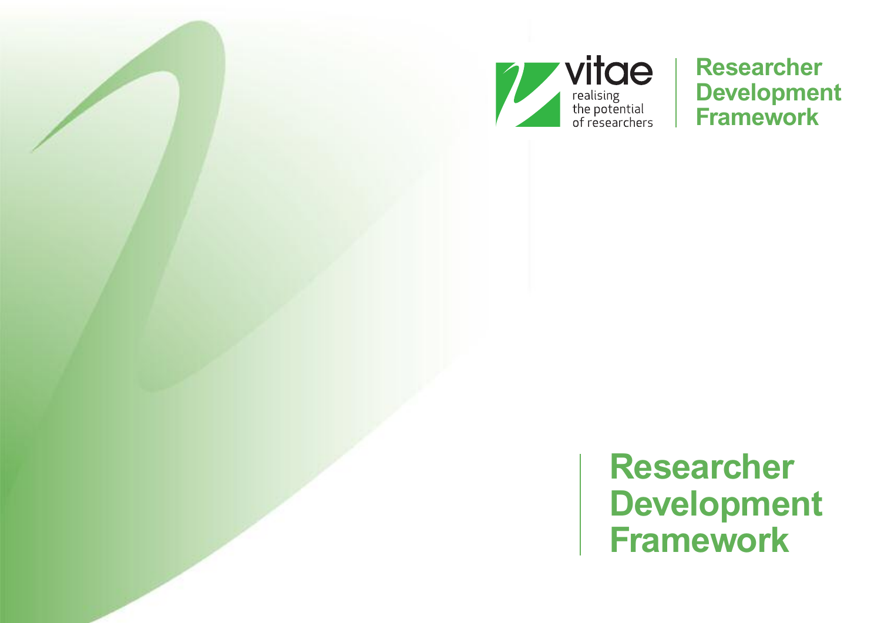vitae

realising the potential of researchers

Researcher Development Framework

# Researcher Development Framework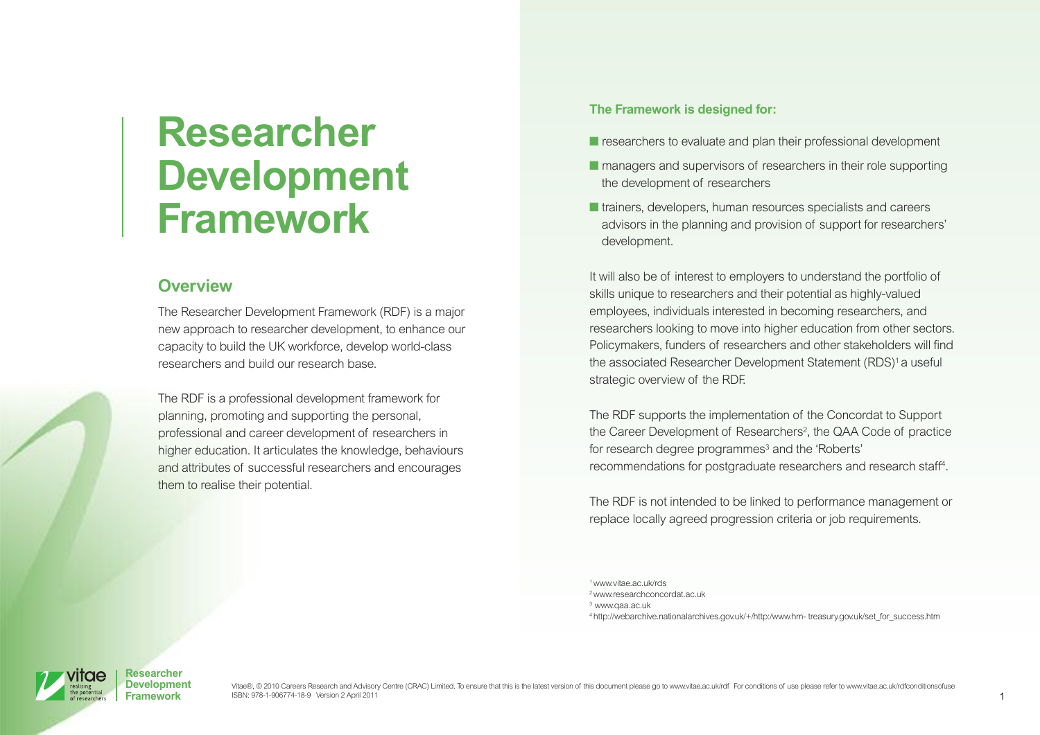# Researcher Development Framework

## Overview

The Researcher Development Framework (RDF) is a major new approach to researcher development, to enhance our capacity to build the UK workforce, develop world-class researchers and build our research base.

The RDF is a professional development framework for planning, promoting and supporting the personal, professional and career development of researchers in higher education. It articulates the knowledge, behaviours and attributes of successful researchers and encourages them to realise their potential.

**The Framework is designed for:**

- researchers to evaluate and plan their professional development
- managers and supervisors of researchers in their role supporting the development of researchers
- trainers, developers, human resources specialists and careers advisors in the planning and provision of support for researchers' development.

It will also be of interest to employers to understand the portfolio of skills unique to researchers and their potential as highly-valued employees, individuals interested in becoming researchers, and researchers looking to move into higher education from other sectors. Policymakers, funders of researchers and other stakeholders will find the associated Researcher Development Statement (RDS)[1] a useful strategic overview of the RDF.

The RDF supports the implementation of the Concordat to Support the Career Development of Researchers[2], the QAA Code of practice for research degree programmes[3] and the 'Roberts' recommendations for postgraduate researchers and research staff[4].

The RDF is not intended to be linked to performance management or replace locally agreed progression criteria or job requirements.

[1] www.vitae.ac.uk/rds
[2] www.researchconcordat.ac.uk
[3] www.qaa.ac.uk
[4] http://webarchive.nationalarchives.gov.uk/+/http:/www.hm- treasury.gov.uk/set_for_success.htm

Vitae®, © 2010 Careers Research and Advisory Centre (CRAC) Limited. To ensure that this is the latest version of this document please go to www.vitae.ac.uk/rdf For conditions of use please refer to www.vitae.ac.uk/rdfconditionsofuse
ISBN: 978-1-906774-18-9 Version 2 April 2011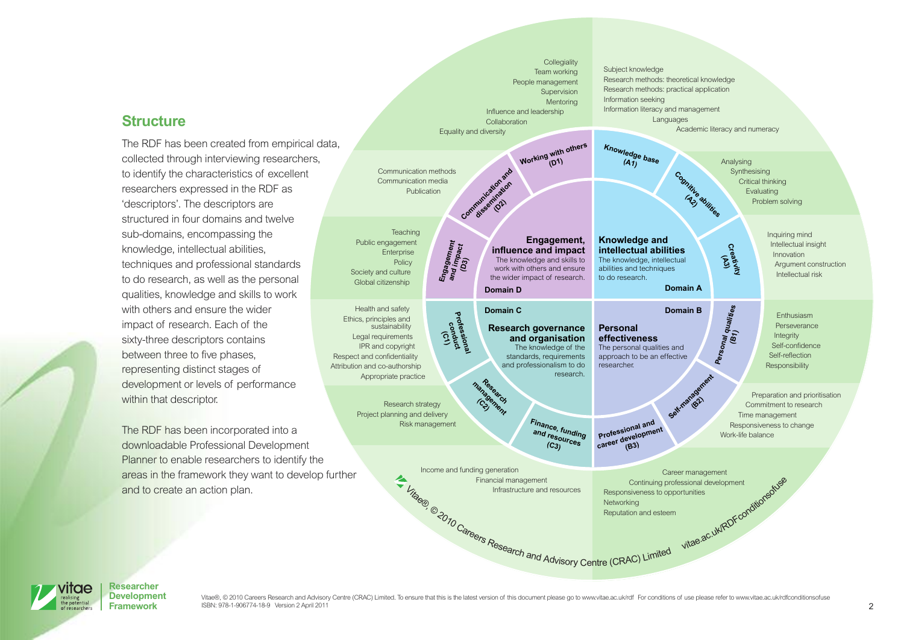## Structure

The RDF has been created from empirical data, collected through interviewing researchers, to identify the characteristics of excellent researchers expressed in the RDF as 'descriptors'. The descriptors are structured in four domains and twelve sub-domains, encompassing the knowledge, intellectual abilities, techniques and professional standards to do research, as well as the personal qualities, knowledge and skills to work with others and ensure the wider impact of research. Each of the sixty-three descriptors contains between three to five phases, representing distinct stages of development or levels of performance within that descriptor.

The RDF has been incorporated into a downloadable Professional Development Planner to enable researchers to identify the areas in the framework they want to develop further and to create an action plan.

**Domain A – Knowledge and intellectual abilities**
The knowledge, intellectual abilities and techniques to do research.

- **Knowledge base (A1):** Subject knowledge; Research methods: theoretical knowledge; Research methods: practical application; Information seeking; Information literacy and management; Languages; Academic literacy and numeracy
- **Cognitive abilities (A2):** Analysing; Synthesising; Critical thinking; Evaluating; Problem solving
- **Creativity (A3):** Inquiring mind; Intellectual insight; Innovation; Argument construction; Intellectual risk

**Domain B – Personal effectiveness**
The personal qualities and approach to be an effective researcher.

- **Personal qualities (B1):** Enthusiasm; Perseverance; Integrity; Self-confidence; Self-reflection; Responsibility
- **Self-management (B2):** Preparation and prioritisation; Commitment to research; Time management; Responsiveness to change; Work-life balance
- **Professional and career development (B3):** Career management; Continuing professional development; Responsiveness to opportunities; Networking; Reputation and esteem

**Domain C – Research governance and organisation**
The knowledge of the standards, requirements and professionalism to do research.

- **Professional conduct (C1):** Health and safety; Ethics, principles and sustainability; Legal requirements; IPR and copyright; Respect and confidentiality; Attribution and co-authorship; Appropriate practice
- **Research management (C2):** Research strategy; Project planning and delivery; Risk management
- **Finance, funding and resources (C3):** Income and funding generation; Financial management; Infrastructure and resources

**Domain D – Engagement, influence and impact**
The knowledge and skills to work with others and ensure the wider impact of research.

- **Working with others (D1):** Collegiality; Team working; People management; Supervision; Mentoring; Influence and leadership; Collaboration; Equality and diversity
- **Communication and dissemination (D2):** Communication methods; Communication media; Publication
- **Engagement and impact (D3):** Teaching; Public engagement; Enterprise; Policy; Society and culture; Global citizenship

Vitae®, © 2010 Careers Research and Advisory Centre (CRAC) Limited vitae.ac.uk/RDFconditionsofuse

Vitae®, © 2010 Careers Research and Advisory Centre (CRAC) Limited. To ensure that this is the latest version of this document please go to www.vitae.ac.uk/rdf For conditions of use please refer to www.vitae.ac.uk/rdfconditionsofuse
ISBN: 978-1-906774-18-9 Version 2 April 2011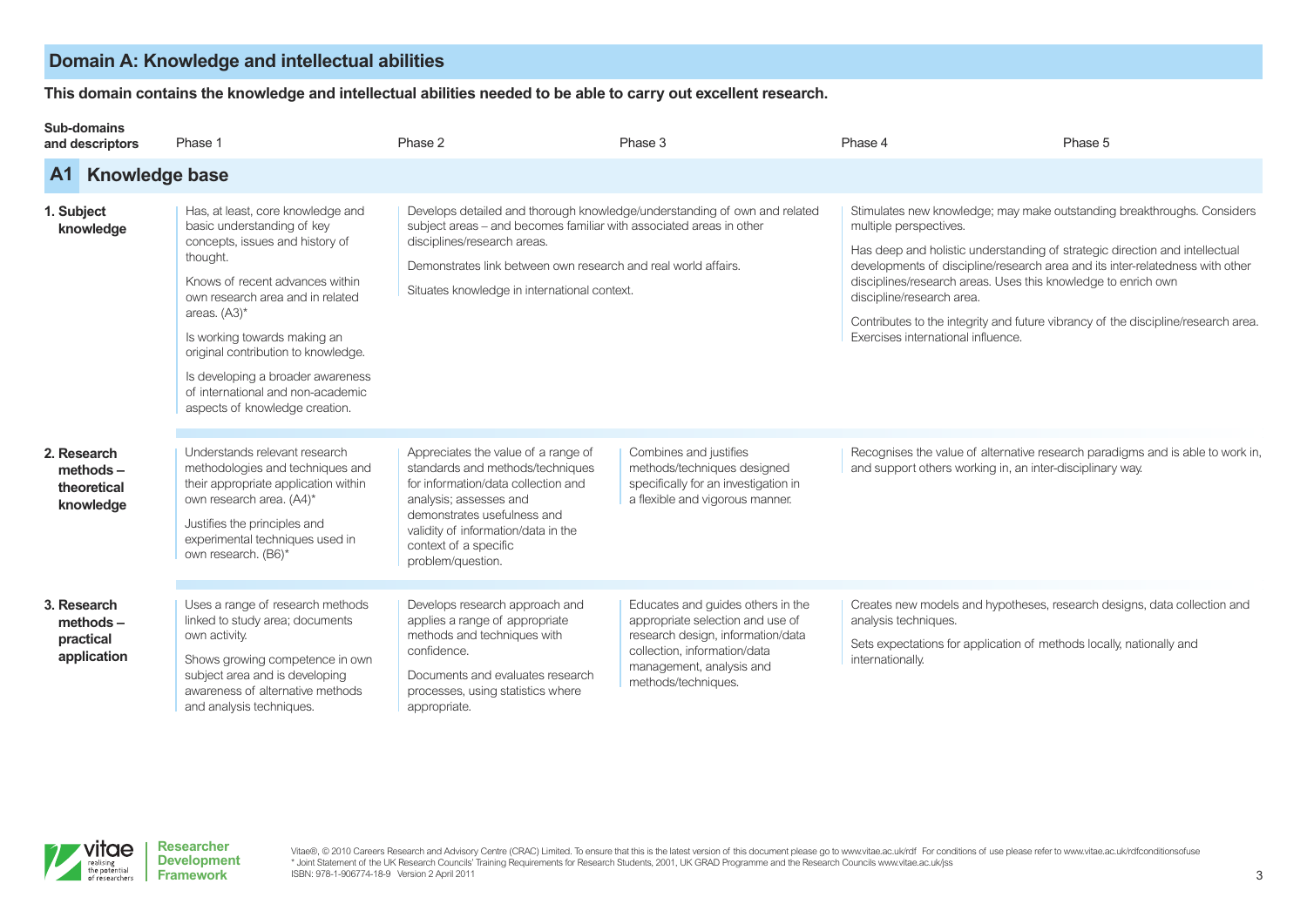## Domain A: Knowledge and intellectual abilities

**This domain contains the knowledge and intellectual abilities needed to be able to carry out excellent research.**

| Sub-domains and descriptors | Phase 1 | Phase 2 | Phase 3 | Phase 4 | Phase 5 |
|---|---|---|---|---|---|
| **A1 Knowledge base** | | | | | |
| **1. Subject knowledge** | Has, at least, core knowledge and basic understanding of key concepts, issues and history of thought.<br><br>Knows of recent advances within own research area and in related areas. (A3)*<br><br>Is working towards making an original contribution to knowledge.<br><br>Is developing a broader awareness of international and non-academic aspects of knowledge creation. | Develops detailed and thorough knowledge/understanding of own and related subject areas – and becomes familiar with associated areas in other disciplines/research areas.<br><br>Demonstrates link between own research and real world affairs.<br><br>Situates knowledge in international context. | | Stimulates new knowledge; may make outstanding breakthroughs. Considers multiple perspectives.<br><br>Has deep and holistic understanding of strategic direction and intellectual developments of discipline/research area and its inter-relatedness with other disciplines/research areas. Uses this knowledge to enrich own discipline/research area.<br><br>Contributes to the integrity and future vibrancy of the discipline/research area. Exercises international influence. | |
| **2. Research methods – theoretical knowledge** | Understands relevant research methodologies and techniques and their appropriate application within own research area. (A4)*<br><br>Justifies the principles and experimental techniques used in own research. (B6)* | Appreciates the value of a range of standards and methods/techniques for information/data collection and analysis; assesses and demonstrates usefulness and validity of information/data in the context of a specific problem/question. | Combines and justifies methods/techniques designed specifically for an investigation in a flexible and vigorous manner. | Recognises the value of alternative research paradigms and is able to work in, and support others working in, an inter-disciplinary way. | |
| **3. Research methods – practical application** | Uses a range of research methods linked to study area; documents own activity.<br><br>Shows growing competence in own subject area and is developing awareness of alternative methods and analysis techniques. | Develops research approach and applies a range of appropriate methods and techniques with confidence.<br><br>Documents and evaluates research processes, using statistics where appropriate. | Educates and guides others in the appropriate selection and use of research design, information/data collection, information/data management, analysis and methods/techniques. | Creates new models and hypotheses, research designs, data collection and analysis techniques.<br><br>Sets expectations for application of methods locally, nationally and internationally. | |

Vitae®, © 2010 Careers Research and Advisory Centre (CRAC) Limited. To ensure that this is the latest version of this document please go to www.vitae.ac.uk/rdf For conditions of use please refer to www.vitae.ac.uk/rdfconditionsofuse
* Joint Statement of the UK Research Councils' Training Requirements for Research Students, 2001, UK GRAD Programme and the Research Councils www.vitae.ac.uk/jss
ISBN: 978-1-906774-18-9 Version 2 April 2011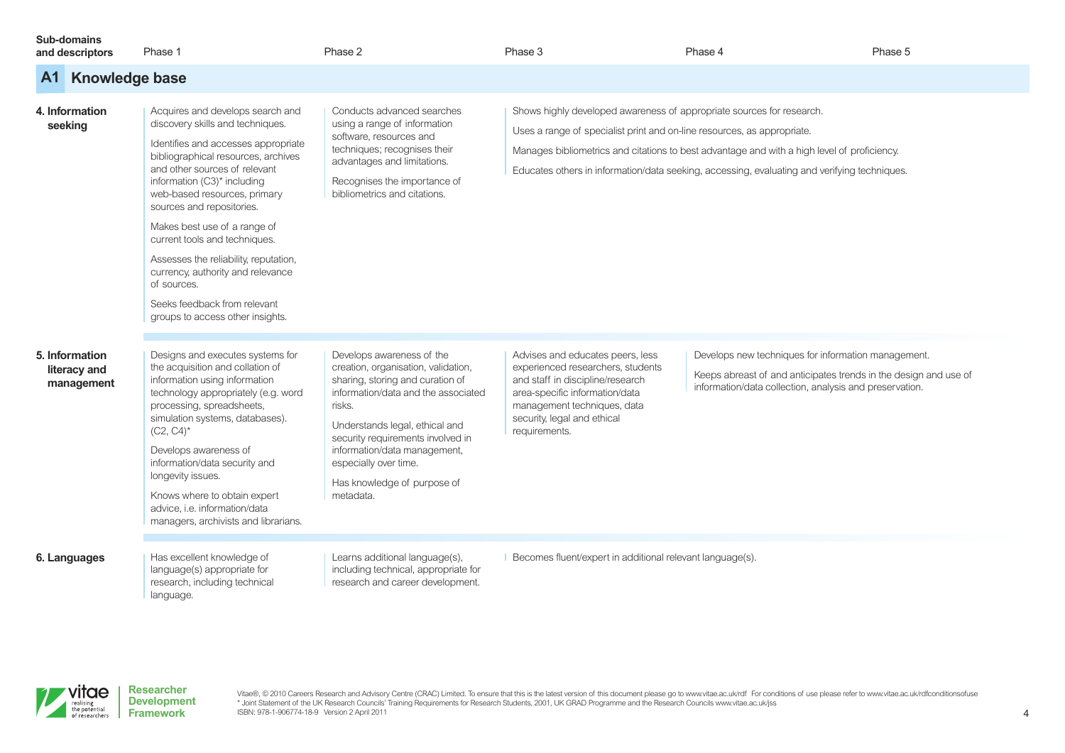## A1 Knowledge base

| Sub-domains and descriptors | Phase 1 | Phase 2 | Phase 3 | Phase 4 | Phase 5 |
|---|---|---|---|---|---|
| **4. Information seeking** | Acquires and develops search and discovery skills and techniques.<br><br>Identifies and accesses appropriate bibliographical resources, archives and other sources of relevant information (C3)* including web-based resources, primary sources and repositories.<br><br>Makes best use of a range of current tools and techniques.<br><br>Assesses the reliability, reputation, currency, authority and relevance of sources.<br><br>Seeks feedback from relevant groups to access other insights. | Conducts advanced searches using a range of information software, resources and techniques; recognises their advantages and limitations.<br><br>Recognises the importance of bibliometrics and citations. | Shows highly developed awareness of appropriate sources for research.<br><br>Uses a range of specialist print and on-line resources, as appropriate.<br><br>Manages bibliometrics and citations to best advantage and with a high level of proficiency.<br><br>Educates others in information/data seeking, accessing, evaluating and verifying techniques. | | |
| **5. Information literacy and management** | Designs and executes systems for the acquisition and collation of information using information technology appropriately (e.g. word processing, spreadsheets, simulation systems, databases). (C2, C4)*<br><br>Develops awareness of information/data security and longevity issues.<br><br>Knows where to obtain expert advice, i.e. information/data managers, archivists and librarians. | Develops awareness of the creation, organisation, validation, sharing, storing and curation of information/data and the associated risks.<br><br>Understands legal, ethical and security requirements involved in information/data management, especially over time.<br><br>Has knowledge of purpose of metadata. | Advises and educates peers, less experienced researchers, students and staff in discipline/research area-specific information/data management techniques, data security, legal and ethical requirements. | Develops new techniques for information management.<br><br>Keeps abreast of and anticipates trends in the design and use of information/data collection, analysis and preservation. | |
| **6. Languages** | Has excellent knowledge of language(s) appropriate for research, including technical language. | Learns additional language(s), including technical, appropriate for research and career development. | Becomes fluent/expert in additional relevant language(s). | | |

Vitae®, © 2010 Careers Research and Advisory Centre (CRAC) Limited. To ensure that this is the latest version of this document please go to www.vitae.ac.uk/rdf For conditions of use please refer to www.vitae.ac.uk/rdfconditionsofuse

\* Joint Statement of the UK Research Councils' Training Requirements for Research Students, 2001, UK GRAD Programme and the Research Councils www.vitae.ac.uk/jss

ISBN: 978-1-906774-18-9 Version 2 April 2011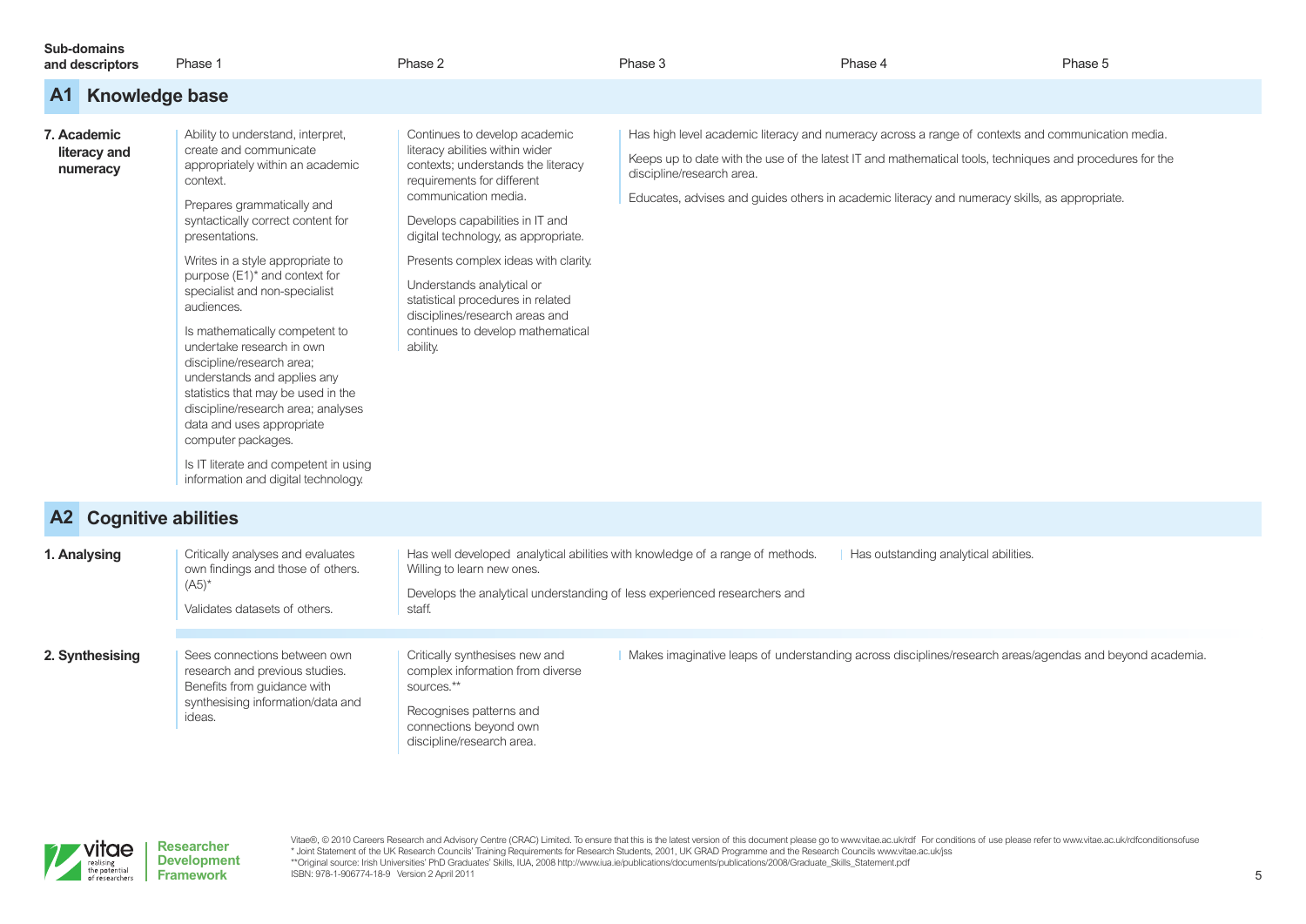| Sub-domains and descriptors | Phase 1 | Phase 2 | Phase 3 | Phase 4 | Phase 5 |
|---|---|---|---|---|---|
| **A1 Knowledge base** | | | | | |
| **7. Academic literacy and numeracy** | Ability to understand, interpret, create and communicate appropriately within an academic context.<br><br>Prepares grammatically and syntactically correct content for presentations.<br><br>Writes in a style appropriate to purpose (E1)* and context for specialist and non-specialist audiences.<br><br>Is mathematically competent to undertake research in own discipline/research area; understands and applies any statistics that may be used in the discipline/research area; analyses data and uses appropriate computer packages.<br><br>Is IT literate and competent in using information and digital technology. | Continues to develop academic literacy abilities within wider contexts; understands the literacy requirements for different communication media.<br><br>Develops capabilities in IT and digital technology, as appropriate.<br><br>Presents complex ideas with clarity.<br><br>Understands analytical or statistical procedures in related disciplines/research areas and continues to develop mathematical ability. | Has high level academic literacy and numeracy across a range of contexts and communication media.<br><br>Keeps up to date with the use of the latest IT and mathematical tools, techniques and procedures for the discipline/research area.<br><br>Educates, advises and guides others in academic literacy and numeracy skills, as appropriate. | | |
| **A2 Cognitive abilities** | | | | | |
| **1. Analysing** | Critically analyses and evaluates own findings and those of others. (A5)*<br><br>Validates datasets of others. | Has well developed analytical abilities with knowledge of a range of methods. Willing to learn new ones.<br><br>Develops the analytical understanding of less experienced researchers and staff. | | Has outstanding analytical abilities. | |
| **2. Synthesising** | Sees connections between own research and previous studies. Benefits from guidance with synthesising information/data and ideas. | Critically synthesises new and complex information from diverse sources.**<br><br>Recognises patterns and connections beyond own discipline/research area. | Makes imaginative leaps of understanding across disciplines/research areas/agendas and beyond academia. | | |

Vitae®, © 2010 Careers Research and Advisory Centre (CRAC) Limited. To ensure that this is the latest version of this document please go to www.vitae.ac.uk/rdf For conditions of use please refer to www.vitae.ac.uk/rdfconditionsofuse
* Joint Statement of the UK Research Councils' Training Requirements for Research Students, 2001, UK GRAD Programme and the Research Councils www.vitae.ac.uk/jss
**Original source: Irish Universities' PhD Graduates' Skills, IUA, 2008 http://www.iua.ie/publications/documents/publications/2008/Graduate_Skills_Statement.pdf
ISBN: 978-1-906774-18-9 Version 2 April 2011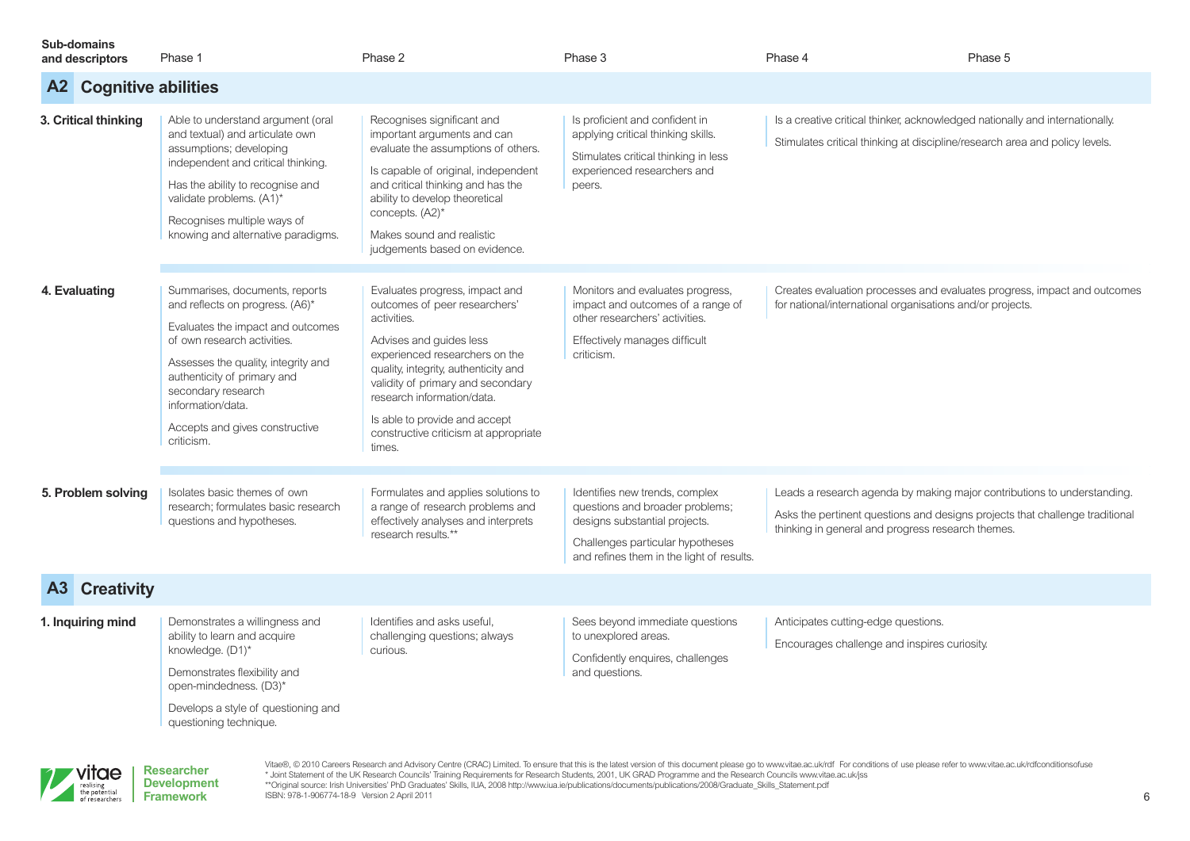| Sub-domains and descriptors | Phase 1 | Phase 2 | Phase 3 | Phase 4 | Phase 5 |
|---|---|---|---|---|---|
| **A2 Cognitive abilities** | | | | | |
| **3. Critical thinking** | Able to understand argument (oral and textual) and articulate own assumptions; developing independent and critical thinking.<br>Has the ability to recognise and validate problems. (A1)*<br>Recognises multiple ways of knowing and alternative paradigms. | Recognises significant and important arguments and can evaluate the assumptions of others.<br>Is capable of original, independent and critical thinking and has the ability to develop theoretical concepts. (A2)*<br>Makes sound and realistic judgements based on evidence. | Is proficient and confident in applying critical thinking skills.<br>Stimulates critical thinking in less experienced researchers and peers. | Is a creative critical thinker, acknowledged nationally and internationally.<br>Stimulates critical thinking at discipline/research area and policy levels. | |
| **4. Evaluating** | Summarises, documents, reports and reflects on progress. (A6)*<br>Evaluates the impact and outcomes of own research activities.<br>Assesses the quality, integrity and authenticity of primary and secondary research information/data.<br>Accepts and gives constructive criticism. | Evaluates progress, impact and outcomes of peer researchers' activities.<br>Advises and guides less experienced researchers on the quality, integrity, authenticity and validity of primary and secondary research information/data.<br>Is able to provide and accept constructive criticism at appropriate times. | Monitors and evaluates progress, impact and outcomes of a range of other researchers' activities.<br>Effectively manages difficult criticism. | Creates evaluation processes and evaluates progress, impact and outcomes for national/international organisations and/or projects. | |
| **5. Problem solving** | Isolates basic themes of own research; formulates basic research questions and hypotheses. | Formulates and applies solutions to a range of research problems and effectively analyses and interprets research results.** | Identifies new trends, complex questions and broader problems; designs substantial projects.<br>Challenges particular hypotheses and refines them in the light of results. | Leads a research agenda by making major contributions to understanding.<br>Asks the pertinent questions and designs projects that challenge traditional thinking in general and progress research themes. | |
| **A3 Creativity** | | | | | |
| **1. Inquiring mind** | Demonstrates a willingness and ability to learn and acquire knowledge. (D1)*<br>Demonstrates flexibility and open-mindedness. (D3)*<br>Develops a style of questioning and questioning technique. | Identifies and asks useful, challenging questions; always curious. | Sees beyond immediate questions to unexplored areas.<br>Confidently enquires, challenges and questions. | Anticipates cutting-edge questions.<br>Encourages challenge and inspires curiosity. | |

Vitae®, © 2010 Careers Research and Advisory Centre (CRAC) Limited. To ensure that this is the latest version of this document please go to www.vitae.ac.uk/rdf For conditions of use please refer to www.vitae.ac.uk/rdfconditionsofuse
* Joint Statement of the UK Research Councils' Training Requirements for Research Students, 2001, UK GRAD Programme and the Research Councils www.vitae.ac.uk/jss
**Original source: Irish Universities' PhD Graduates' Skills, IUA, 2008 http://www.iua.ie/publications/documents/publications/2008/Graduate_Skills_Statement.pdf
ISBN: 978-1-906774-18-9 Version 2 April 2011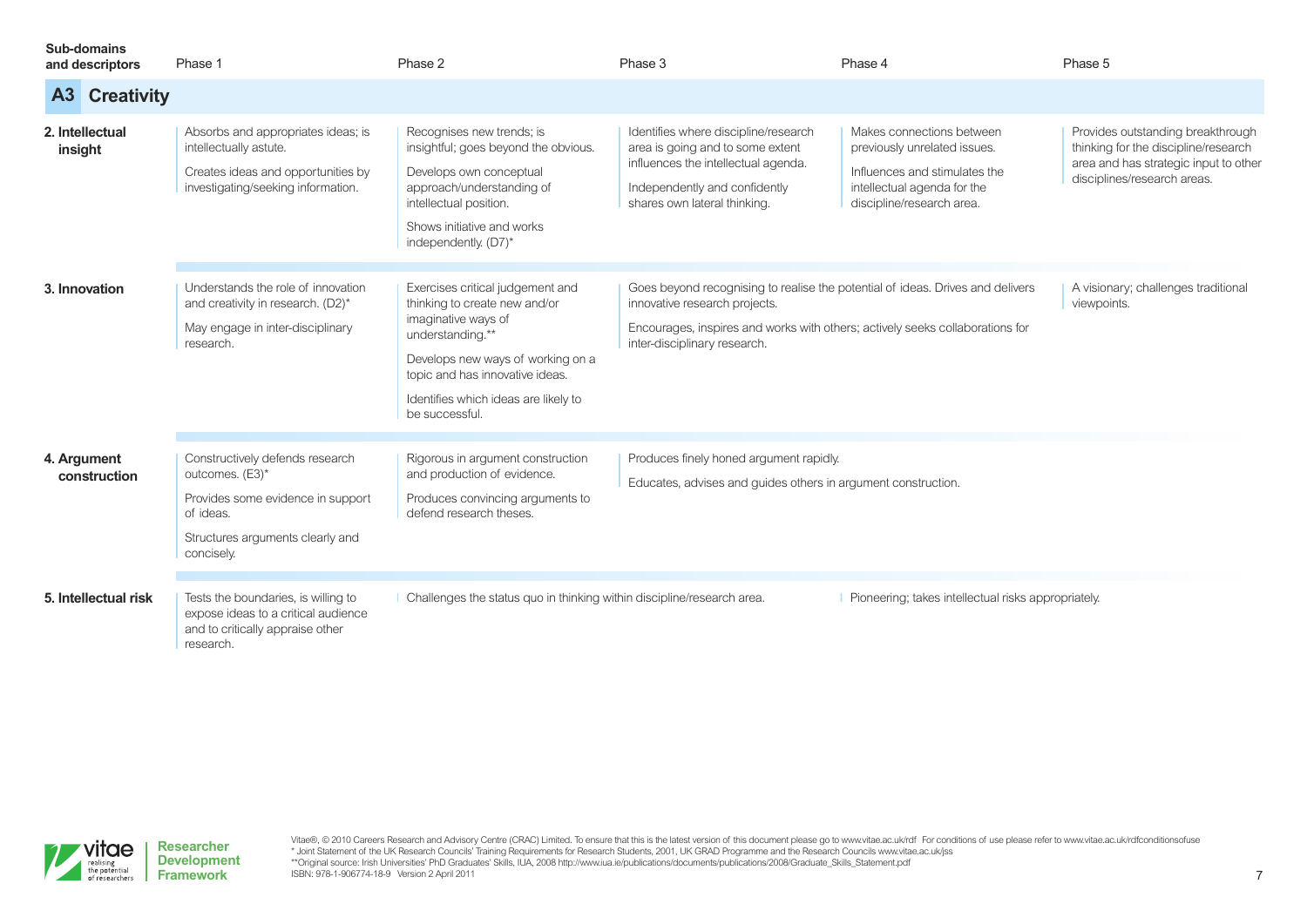| Sub-domains and descriptors | Phase 1 | Phase 2 | Phase 3 | Phase 4 | Phase 5 |
|---|---|---|---|---|---|
| **A3 Creativity** | | | | | |
| **2. Intellectual insight** | Absorbs and appropriates ideas; is intellectually astute.<br><br>Creates ideas and opportunities by investigating/seeking information. | Recognises new trends; is insightful; goes beyond the obvious.<br><br>Develops own conceptual approach/understanding of intellectual position.<br><br>Shows initiative and works independently. (D7)* | Identifies where discipline/research area is going and to some extent influences the intellectual agenda.<br><br>Independently and confidently shares own lateral thinking. | Makes connections between previously unrelated issues.<br><br>Influences and stimulates the intellectual agenda for the discipline/research area. | Provides outstanding breakthrough thinking for the discipline/research area and has strategic input to other disciplines/research areas. |
| **3. Innovation** | Understands the role of innovation and creativity in research. (D2)*<br><br>May engage in inter-disciplinary research. | Exercises critical judgement and thinking to create new and/or imaginative ways of understanding.**<br><br>Develops new ways of working on a topic and has innovative ideas.<br><br>Identifies which ideas are likely to be successful. | Goes beyond recognising to realise the potential of ideas. Drives and delivers innovative research projects.<br><br>Encourages, inspires and works with others; actively seeks collaborations for inter-disciplinary research. | | A visionary; challenges traditional viewpoints. |
| **4. Argument construction** | Constructively defends research outcomes. (E3)*<br><br>Provides some evidence in support of ideas.<br><br>Structures arguments clearly and concisely. | Rigorous in argument construction and production of evidence.<br><br>Produces convincing arguments to defend research theses. | Produces finely honed argument rapidly.<br><br>Educates, advises and guides others in argument construction. | | |
| **5. Intellectual risk** | Tests the boundaries, is willing to expose ideas to a critical audience and to critically appraise other research. | Challenges the status quo in thinking within discipline/research area. | | Pioneering; takes intellectual risks appropriately. | |

Vitae®, © 2010 Careers Research and Advisory Centre (CRAC) Limited. To ensure that this is the latest version of this document please go to www.vitae.ac.uk/rdf For conditions of use please refer to www.vitae.ac.uk/rdfconditionsofuse
* Joint Statement of the UK Research Councils' Training Requirements for Research Students, 2001, UK GRAD Programme and the Research Councils www.vitae.ac.uk/jss
**Original source: Irish Universities' PhD Graduates' Skills, IUA, 2008 http://www.iua.ie/publications/documents/publications/2008/Graduate_Skills_Statement.pdf
ISBN: 978-1-906774-18-9 Version 2 April 2011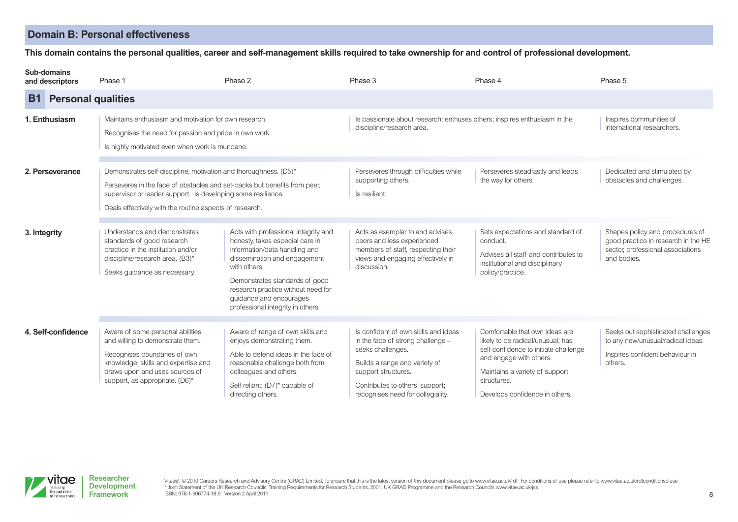## Domain B: Personal effectiveness

**This domain contains the personal qualities, career and self-management skills required to take ownership for and control of professional development.**

| Sub-domains and descriptors | Phase 1 | Phase 2 | Phase 3 | Phase 4 | Phase 5 |
|---|---|---|---|---|---|
| **B1 Personal qualities** | | | | | |
| **1. Enthusiasm** | Maintains enthusiasm and motivation for own research.<br>Recognises the need for passion and pride in own work.<br>Is highly motivated even when work is mundane. | | Is passionate about research: enthuses others; inspires enthusiasm in the discipline/research area. | | Inspires communities of international researchers. |
| **2. Perseverance** | Demonstrates self-discipline, motivation and thoroughness. (D5)*<br>Perseveres in the face of obstacles and set-backs but benefits from peer, supervisor or leader support. Is developing some resilience.<br>Deals effectively with the routine aspects of research. | | Perseveres through difficulties while supporting others.<br>Is resilient. | Perseveres steadfastly and leads the way for others. | Dedicated and stimulated by obstacles and challenges. |
| **3. Integrity** | Understands and demonstrates standards of good research practice in the institution and/or discipline/research area. (B3)*<br>Seeks guidance as necessary. | Acts with professional integrity and honesty, takes especial care in information/data handling and dissemination and engagement with others<br>Demonstrates standards of good research practice without need for guidance and encourages professional integrity in others. | Acts as exemplar to and advises peers and less experienced members of staff, respecting their views and engaging effectively in discussion. | Sets expectations and standard of conduct.<br>Advises all staff and contributes to institutional and disciplinary policy/practice. | Shapes policy and procedures of good practice in research in the HE sector, professional associations and bodies. |
| **4. Self-confidence** | Aware of some personal abilities and willing to demonstrate them.<br>Recognises boundaries of own knowledge, skills and expertise and draws upon and uses sources of support, as appropriate. (D6)* | Aware of range of own skills and enjoys demonstrating them.<br>Able to defend ideas in the face of reasonable challenge both from colleagues and others.<br>Self-reliant; (D7)* capable of directing others. | Is confident of own skills and ideas in the face of strong challenge – seeks challenges.<br>Builds a range and variety of support structures.<br>Contributes to others' support; recognises need for collegiality. | Comfortable that own ideas are likely to be radical/unusual; has self-confidence to initiate challenge and engage with others.<br>Maintains a variety of support structures.<br>Develops confidence in others. | Seeks out sophisticated challenges to any new/unusual/radical ideas.<br>Inspires confident behaviour in others. |

Vitae®, © 2010 Careers Research and Advisory Centre (CRAC) Limited. To ensure that this is the latest version of this document please go to www.vitae.ac.uk/rdf For conditions of use please refer to www.vitae.ac.uk/rdfconditionsofuse
* Joint Statement of the UK Research Councils' Training Requirements for Research Students, 2001, UK GRAD Programme and the Research Councils www.vitae.ac.uk/jss
ISBN: 978-1-906774-18-9 Version 2 April 2011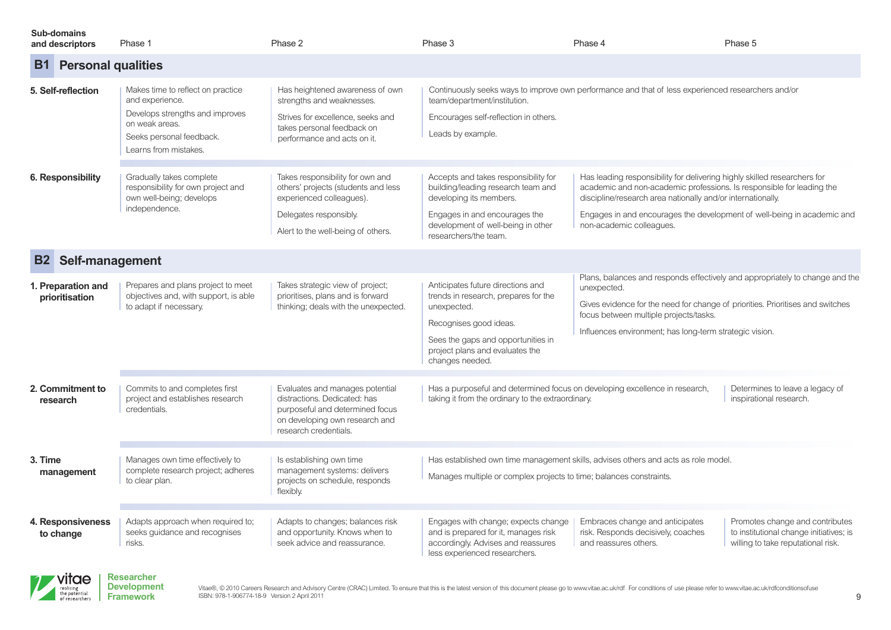| Sub-domains and descriptors | Phase 1 | Phase 2 | Phase 3 | Phase 4 | Phase 5 |
|---|---|---|---|---|---|
| **B1 Personal qualities** | | | | | |
| **5. Self-reflection** | Makes time to reflect on practice and experience. Develops strengths and improves on weak areas. Seeks personal feedback. Learns from mistakes. | Has heightened awareness of own strengths and weaknesses. Strives for excellence, seeks and takes personal feedback on performance and acts on it. | Continuously seeks ways to improve own performance and that of less experienced researchers and/or team/department/institution. Encourages self-reflection in others. Leads by example. | | |
| **6. Responsibility** | Gradually takes complete responsibility for own project and own well-being; develops independence. | Takes responsibility for own and others' projects (students and less experienced colleagues). Delegates responsibly. Alert to the well-being of others. | Accepts and takes responsibility for building/leading research team and developing its members. Engages in and encourages the development of well-being in other researchers/the team. | Has leading responsibility for delivering highly skilled researchers for academic and non-academic professions. Is responsible for leading the discipline/research area nationally and/or internationally. Engages in and encourages the development of well-being in academic and non-academic colleagues. | |
| **B2 Self-management** | | | | | |
| **1. Preparation and prioritisation** | Prepares and plans project to meet objectives and, with support, is able to adapt if necessary. | Takes strategic view of project; prioritises, plans and is forward thinking; deals with the unexpected. | Anticipates future directions and trends in research, prepares for the unexpected. Recognises good ideas. Sees the gaps and opportunities in project plans and evaluates the changes needed. | Plans, balances and responds effectively and appropriately to change and the unexpected. Gives evidence for the need for change of priorities. Prioritises and switches focus between multiple projects/tasks. Influences environment; has long-term strategic vision. | |
| **2. Commitment to research** | Commits to and completes first project and establishes research credentials. | Evaluates and manages potential distractions. Dedicated: has purposeful and determined focus on developing own research and research credentials. | Has a purposeful and determined focus on developing excellence in research, taking it from the ordinary to the extraordinary. | | Determines to leave a legacy of inspirational research. |
| **3. Time management** | Manages own time effectively to complete research project; adheres to clear plan. | Is establishing own time management systems: delivers projects on schedule, responds flexibly. | Has established own time management skills, advises others and acts as role model. Manages multiple or complex projects to time; balances constraints. | | |
| **4. Responsiveness to change** | Adapts approach when required to; seeks guidance and recognises risks. | Adapts to changes; balances risk and opportunity. Knows when to seek advice and reassurance. | Engages with change; expects change and is prepared for it, manages risk accordingly. Advises and reassures less experienced researchers. | Embraces change and anticipates risk. Responds decisively, coaches and reassures others. | Promotes change and contributes to institutional change initiatives; is willing to take reputational risk. |

Vitae®, © 2010 Careers Research and Advisory Centre (CRAC) Limited. To ensure that this is the latest version of this document please go to www.vitae.ac.uk/rdf For conditions of use please refer to www.vitae.ac.uk/rdfconditionsofuse
ISBN: 978-1-906774-18-9 Version 2 April 2011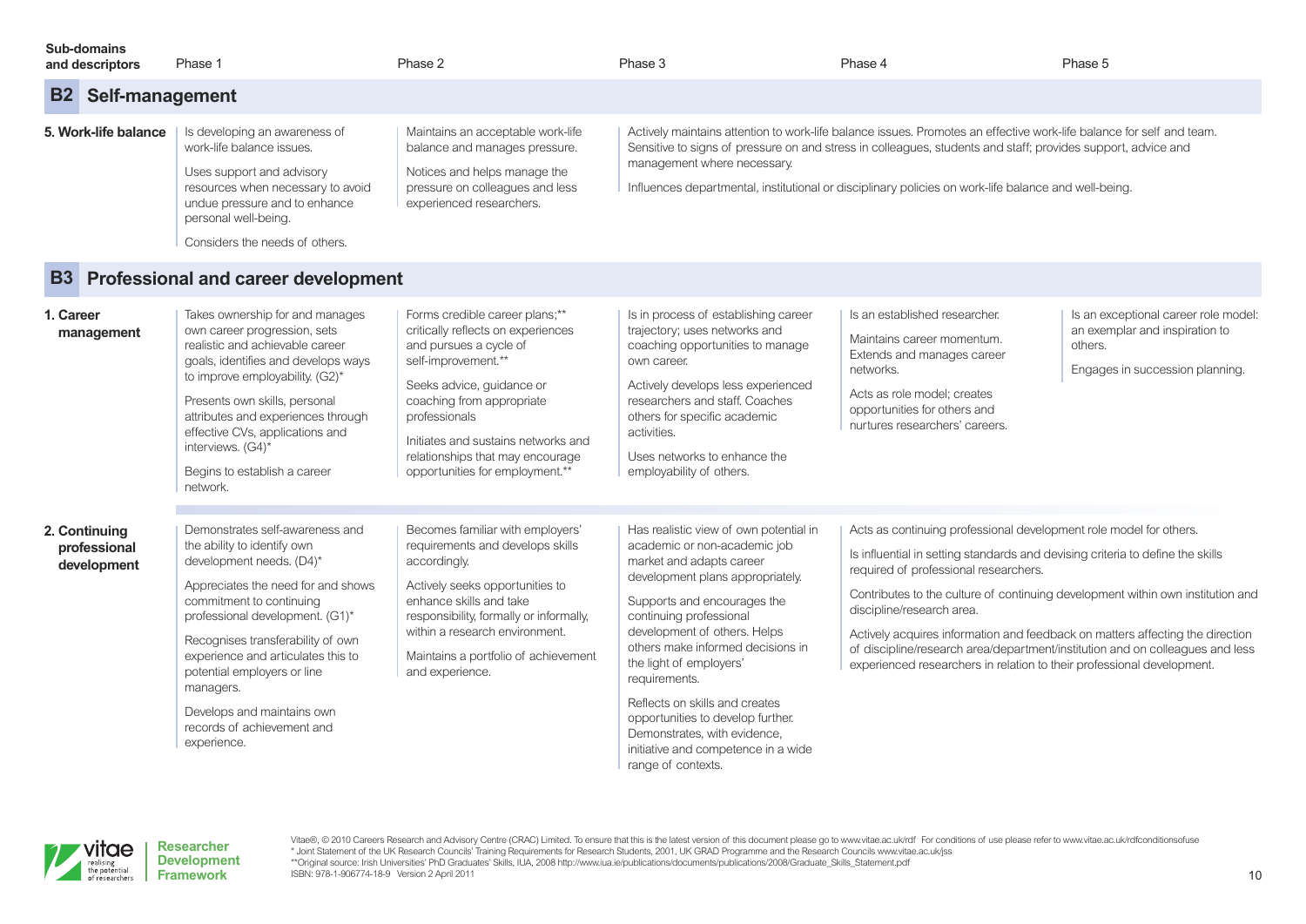| Sub-domains and descriptors | Phase 1 | Phase 2 | Phase 3 | Phase 4 | Phase 5 |
|---|---|---|---|---|---|
| **B2 Self-management** | | | | | |
| **5. Work-life balance** | Is developing an awareness of work-life balance issues. Uses support and advisory resources when necessary to avoid undue pressure and to enhance personal well-being. Considers the needs of others. | Maintains an acceptable work-life balance and manages pressure. Notices and helps manage the pressure on colleagues and less experienced researchers. | Actively maintains attention to work-life balance issues. Promotes an effective work-life balance for self and team. Sensitive to signs of pressure on and stress in colleagues, students and staff; provides support, advice and management where necessary. Influences departmental, institutional or disciplinary policies on work-life balance and well-being. | | |
| **B3 Professional and career development** | | | | | |
| **1. Career management** | Takes ownership for and manages own career progression, sets realistic and achievable career goals, identifies and develops ways to improve employability. (G2)* Presents own skills, personal attributes and experiences through effective CVs, applications and interviews. (G4)* Begins to establish a career network. | Forms credible career plans;** critically reflects on experiences and pursues a cycle of self-improvement.** Seeks advice, guidance or coaching from appropriate professionals Initiates and sustains networks and relationships that may encourage opportunities for employment.** | Is in process of establishing career trajectory; uses networks and coaching opportunities to manage own career. Actively develops less experienced researchers and staff. Coaches others for specific academic activities. Uses networks to enhance the employability of others. | Is an established researcher. Maintains career momentum. Extends and manages career networks. Acts as role model; creates opportunities for others and nurtures researchers' careers. | Is an exceptional career role model: an exemplar and inspiration to others. Engages in succession planning. |
| **2. Continuing professional development** | Demonstrates self-awareness and the ability to identify own development needs. (D4)* Appreciates the need for and shows commitment to continuing professional development. (G1)* Recognises transferability of own experience and articulates this to potential employers or line managers. Develops and maintains own records of achievement and experience. | Becomes familiar with employers' requirements and develops skills accordingly. Actively seeks opportunities to enhance skills and take responsibility, formally or informally, within a research environment. Maintains a portfolio of achievement and experience. | Has realistic view of own potential in academic or non-academic job market and adapts career development plans appropriately. Supports and encourages the continuing professional development of others. Helps others make informed decisions in the light of employers' requirements. Reflects on skills and creates opportunities to develop further. Demonstrates, with evidence, initiative and competence in a wide range of contexts. | Acts as continuing professional development role model for others. Is influential in setting standards and devising criteria to define the skills required of professional researchers. Contributes to the culture of continuing development within own institution and discipline/research area. Actively acquires information and feedback on matters affecting the direction of discipline/research area/department/institution and on colleagues and less experienced researchers in relation to their professional development. | |

Vitae®, © 2010 Careers Research and Advisory Centre (CRAC) Limited. To ensure that this is the latest version of this document please go to www.vitae.ac.uk/rdf For conditions of use please refer to www.vitae.ac.uk/rdfconditionsofuse
* Joint Statement of the UK Research Councils' Training Requirements for Research Students, 2001, UK GRAD Programme and the Research Councils www.vitae.ac.uk/jss
**Original source: Irish Universities' PhD Graduates' Skills, IUA, 2008 http://www.iua.ie/publications/documents/publications/2008/Graduate_Skills_Statement.pdf
ISBN: 978-1-906774-18-9 Version 2 April 2011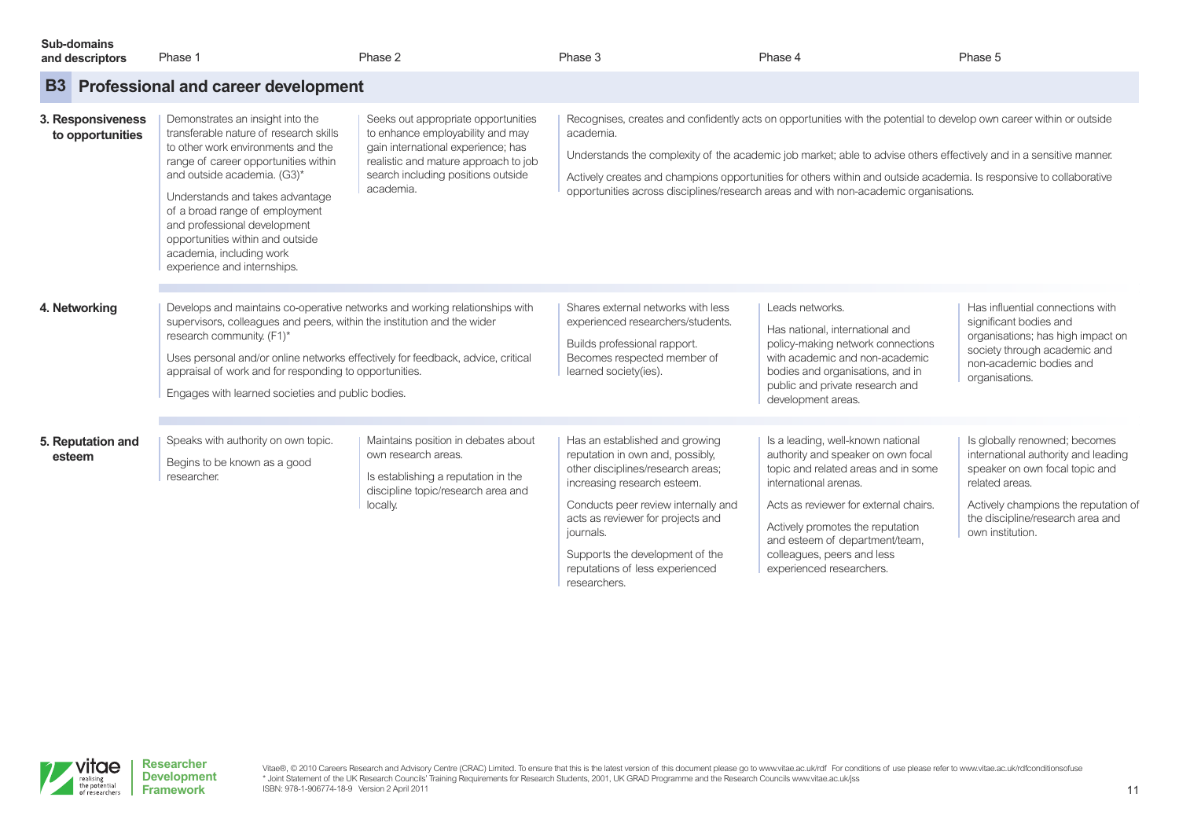## B3 Professional and career development

| Sub-domains and descriptors | Phase 1 | Phase 2 | Phase 3 | Phase 4 | Phase 5 |
|---|---|---|---|---|---|
| **3. Responsiveness to opportunities** | Demonstrates an insight into the transferable nature of research skills to other work environments and the range of career opportunities within and outside academia. (G3)*<br><br>Understands and takes advantage of a broad range of employment and professional development opportunities within and outside academia, including work experience and internships. | Seeks out appropriate opportunities to enhance employability and may gain international experience; has realistic and mature approach to job search including positions outside academia. | Recognises, creates and confidently acts on opportunities with the potential to develop own career within or outside academia.<br><br>Understands the complexity of the academic job market; able to advise others effectively and in a sensitive manner.<br><br>Actively creates and champions opportunities for others within and outside academia. Is responsive to collaborative opportunities across disciplines/research areas and with non-academic organisations. | | |
| **4. Networking** | Develops and maintains co-operative networks and working relationships with supervisors, colleagues and peers, within the institution and the wider research community. (F1)*<br><br>Uses personal and/or online networks effectively for feedback, advice, critical appraisal of work and for responding to opportunities.<br><br>Engages with learned societies and public bodies. | | Shares external networks with less experienced researchers/students.<br><br>Builds professional rapport. Becomes respected member of learned society(ies). | Leads networks.<br><br>Has national, international and policy-making network connections with academic and non-academic bodies and organisations, and in public and private research and development areas. | Has influential connections with significant bodies and organisations; has high impact on society through academic and non-academic bodies and organisations. |
| **5. Reputation and esteem** | Speaks with authority on own topic.<br><br>Begins to be known as a good researcher. | Maintains position in debates about own research areas.<br><br>Is establishing a reputation in the discipline topic/research area and locally. | Has an established and growing reputation in own and, possibly, other disciplines/research areas; increasing research esteem.<br><br>Conducts peer review internally and acts as reviewer for projects and journals.<br><br>Supports the development of the reputations of less experienced researchers. | Is a leading, well-known national authority and speaker on own focal topic and related areas and in some international arenas.<br><br>Acts as reviewer for external chairs.<br><br>Actively promotes the reputation and esteem of department/team, colleagues, peers and less experienced researchers. | Is globally renowned; becomes international authority and leading speaker on own focal topic and related areas.<br><br>Actively champions the reputation of the discipline/research area and own institution. |

Vitae®, © 2010 Careers Research and Advisory Centre (CRAC) Limited. To ensure that this is the latest version of this document please go to www.vitae.ac.uk/rdf For conditions of use please refer to www.vitae.ac.uk/rdfconditionsofuse
* Joint Statement of the UK Research Councils' Training Requirements for Research Students, 2001, UK GRAD Programme and the Research Councils www.vitae.ac.uk/jss
ISBN: 978-1-906774-18-9 Version 2 April 2011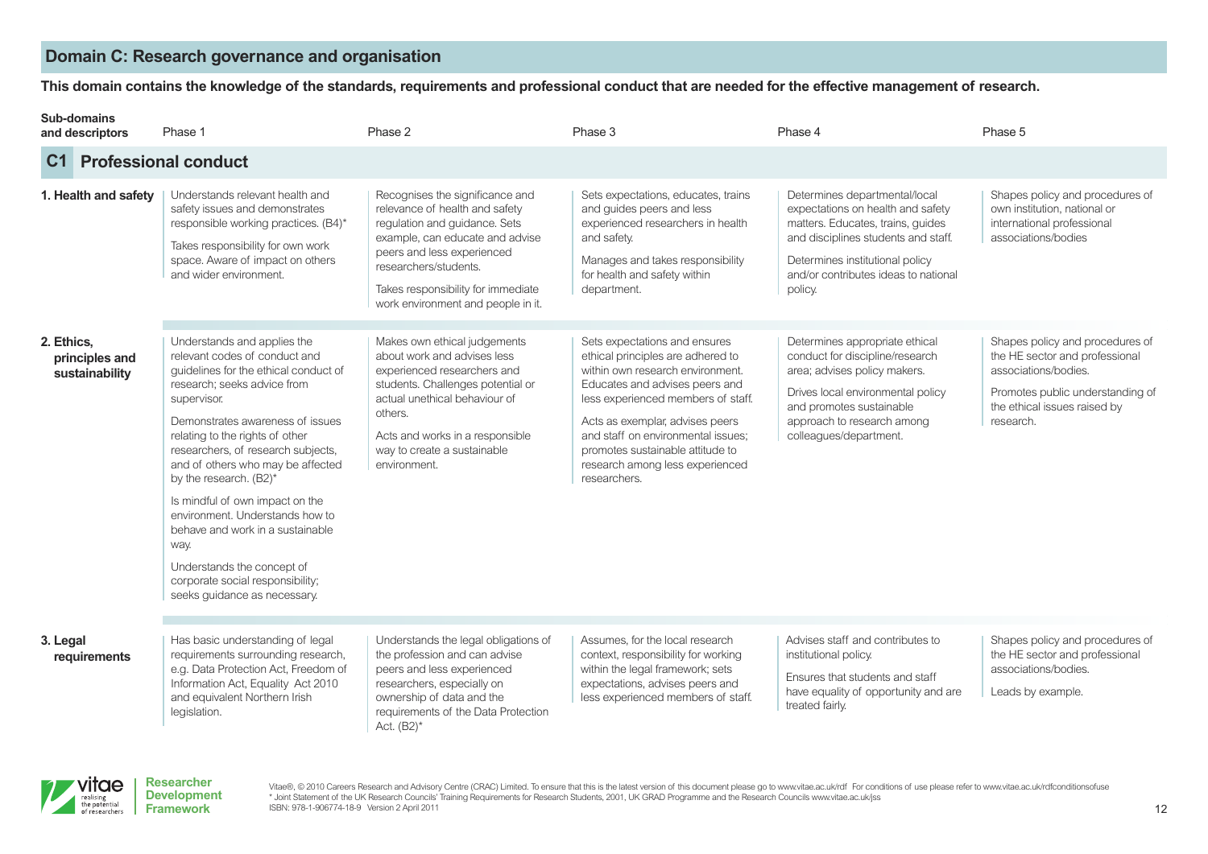## Domain C: Research governance and organisation

**This domain contains the knowledge of the standards, requirements and professional conduct that are needed for the effective management of research.**

| Sub-domains and descriptors | Phase 1 | Phase 2 | Phase 3 | Phase 4 | Phase 5 |
|---|---|---|---|---|---|
| **C1 Professional conduct** | | | | | |
| **1. Health and safety** | Understands relevant health and safety issues and demonstrates responsible working practices. (B4)* <br><br> Takes responsibility for own work space. Aware of impact on others and wider environment. | Recognises the significance and relevance of health and safety regulation and guidance. Sets example, can educate and advise peers and less experienced researchers/students. <br><br> Takes responsibility for immediate work environment and people in it. | Sets expectations, educates, trains and guides peers and less experienced researchers in health and safety. <br><br> Manages and takes responsibility for health and safety within department. | Determines departmental/local expectations on health and safety matters. Educates, trains, guides and disciplines students and staff. <br><br> Determines institutional policy and/or contributes ideas to national policy. | Shapes policy and procedures of own institution, national or international professional associations/bodies |
| **2. Ethics, principles and sustainability** | Understands and applies the relevant codes of conduct and guidelines for the ethical conduct of research; seeks advice from supervisor. <br><br> Demonstrates awareness of issues relating to the rights of other researchers, of research subjects, and of others who may be affected by the research. (B2)* <br><br> Is mindful of own impact on the environment. Understands how to behave and work in a sustainable way. <br><br> Understands the concept of corporate social responsibility; seeks guidance as necessary. | Makes own ethical judgements about work and advises less experienced researchers and students. Challenges potential or actual unethical behaviour of others. <br><br> Acts and works in a responsible way to create a sustainable environment. | Sets expectations and ensures ethical principles are adhered to within own research environment. Educates and advises peers and less experienced members of staff. <br><br> Acts as exemplar, advises peers and staff on environmental issues; promotes sustainable attitude to research among less experienced researchers. | Determines appropriate ethical conduct for discipline/research area; advises policy makers. <br><br> Drives local environmental policy and promotes sustainable approach to research among colleagues/department. | Shapes policy and procedures of the HE sector and professional associations/bodies. <br><br> Promotes public understanding of the ethical issues raised by research. |
| **3. Legal requirements** | Has basic understanding of legal requirements surrounding research, e.g. Data Protection Act, Freedom of Information Act, Equality Act 2010 and equivalent Northern Irish legislation. | Understands the legal obligations of the profession and can advise peers and less experienced researchers, especially on ownership of data and the requirements of the Data Protection Act. (B2)* | Assumes, for the local research context, responsibility for working within the legal framework; sets expectations, advises peers and less experienced members of staff. | Advises staff and contributes to institutional policy. <br><br> Ensures that students and staff have equality of opportunity and are treated fairly. | Shapes policy and procedures of the HE sector and professional associations/bodies. <br><br> Leads by example. |

Vitae®, © 2010 Careers Research and Advisory Centre (CRAC) Limited. To ensure that this is the latest version of this document please go to www.vitae.ac.uk/rdf For conditions of use please refer to www.vitae.ac.uk/rdfconditionsofuse
* Joint Statement of the UK Research Councils' Training Requirements for Research Students, 2001, UK GRAD Programme and the Research Councils www.vitae.ac.uk/jss
ISBN: 978-1-906774-18-9 Version 2 April 2011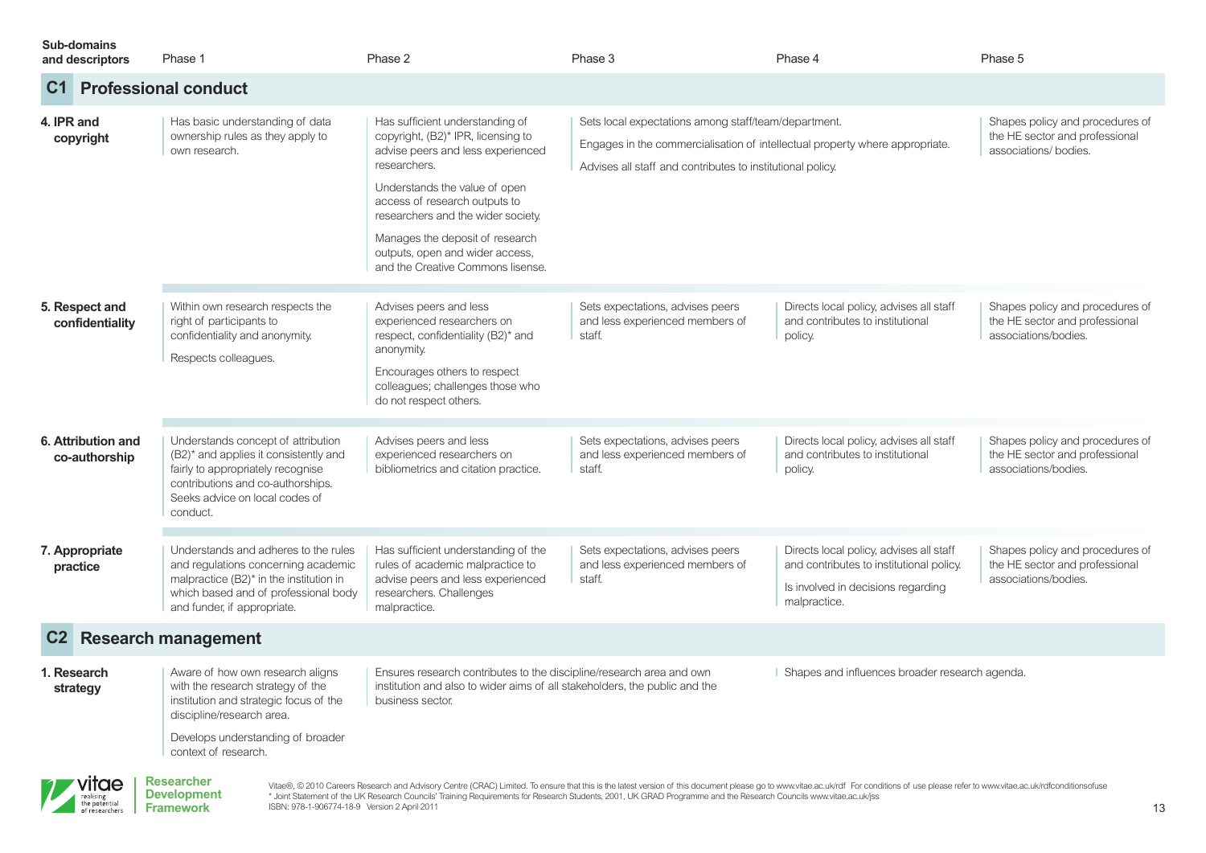| Sub-domains and descriptors | Phase 1 | Phase 2 | Phase 3 | Phase 4 | Phase 5 |
|---|---|---|---|---|---|
| **C1 Professional conduct** | | | | | |
| **4. IPR and copyright** | Has basic understanding of data ownership rules as they apply to own research. | Has sufficient understanding of copyright, (B2)* IPR, licensing to advise peers and less experienced researchers.<br>Understands the value of open access of research outputs to researchers and the wider society.<br>Manages the deposit of research outputs, open and wider access, and the Creative Commons lisense. | Sets local expectations among staff/team/department.<br>Engages in the commercialisation of intellectual property where appropriate.<br>Advises all staff and contributes to institutional policy. | | Shapes policy and procedures of the HE sector and professional associations/ bodies. |
| **5. Respect and confidentiality** | Within own research respects the right of participants to confidentiality and anonymity.<br>Respects colleagues. | Advises peers and less experienced researchers on respect, confidentiality (B2)* and anonymity.<br>Encourages others to respect colleagues; challenges those who do not respect others. | Sets expectations, advises peers and less experienced members of staff. | Directs local policy, advises all staff and contributes to institutional policy. | Shapes policy and procedures of the HE sector and professional associations/bodies. |
| **6. Attribution and co-authorship** | Understands concept of attribution (B2)* and applies it consistently and fairly to appropriately recognise contributions and co-authorships. Seeks advice on local codes of conduct. | Advises peers and less experienced researchers on bibliometrics and citation practice. | Sets expectations, advises peers and less experienced members of staff. | Directs local policy, advises all staff and contributes to institutional policy. | Shapes policy and procedures of the HE sector and professional associations/bodies. |
| **7. Appropriate practice** | Understands and adheres to the rules and regulations concerning academic malpractice (B2)* in the institution in which based and of professional body and funder, if appropriate. | Has sufficient understanding of the rules of academic malpractice to advise peers and less experienced researchers. Challenges malpractice. | Sets expectations, advises peers and less experienced members of staff. | Directs local policy, advises all staff and contributes to institutional policy.<br>Is involved in decisions regarding malpractice. | Shapes policy and procedures of the HE sector and professional associations/bodies. |
| **C2 Research management** | | | | | |
| **1. Research strategy** | Aware of how own research aligns with the research strategy of the institution and strategic focus of the discipline/research area.<br>Develops understanding of broader context of research. | Ensures research contributes to the discipline/research area and own institution and also to wider aims of all stakeholders, the public and the business sector. | | Shapes and influences broader research agenda. | |

Vitae®, © 2010 Careers Research and Advisory Centre (CRAC) Limited. To ensure that this is the latest version of this document please go to www.vitae.ac.uk/rdf For conditions of use please refer to www.vitae.ac.uk/rdfconditionsofuse
* Joint Statement of the UK Research Councils' Training Requirements for Research Students, 2001, UK GRAD Programme and the Research Councils www.vitae.ac.uk/jss
ISBN: 978-1-906774-18-9 Version 2 April 2011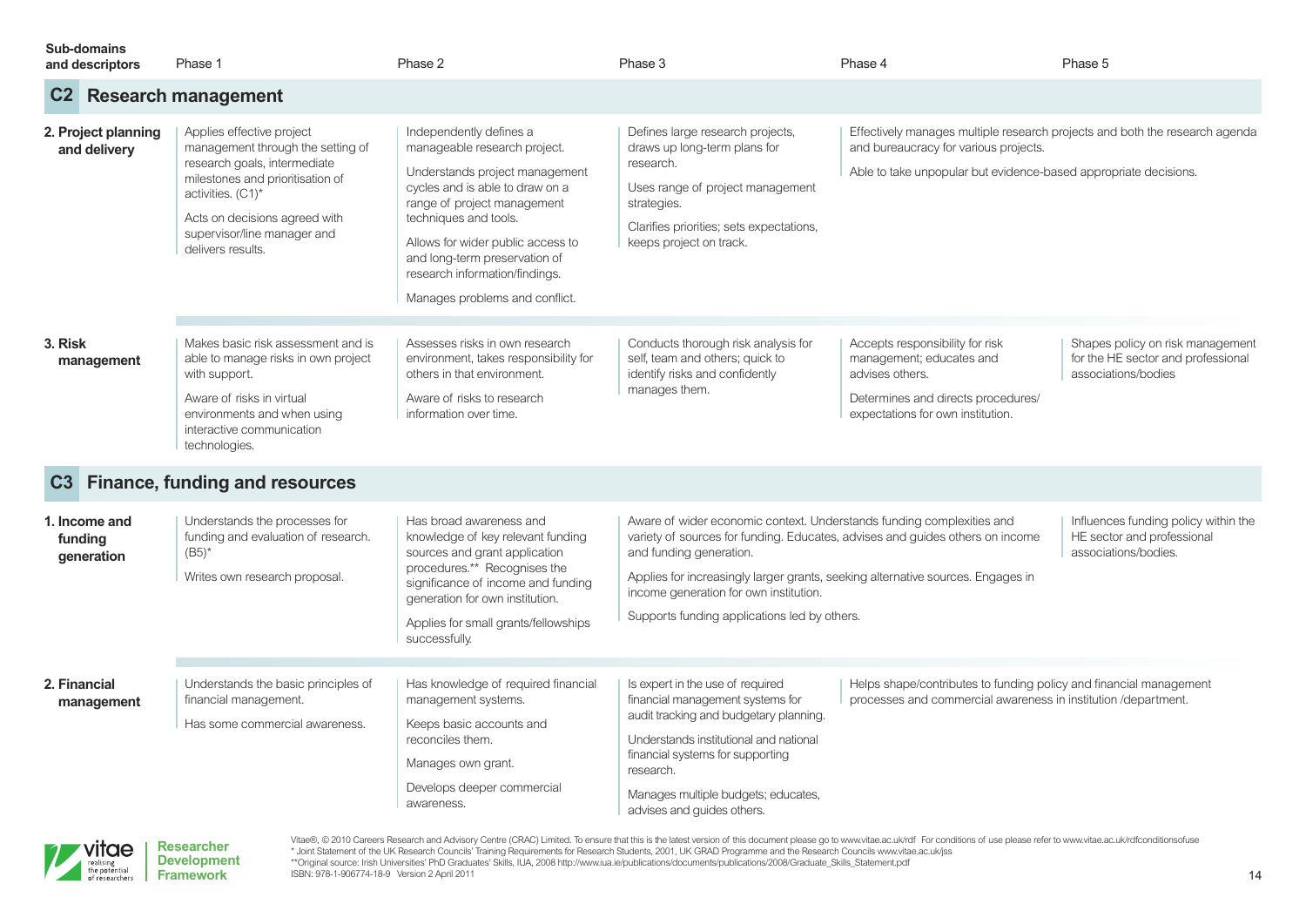| Sub-domains and descriptors | Phase 1 | Phase 2 | Phase 3 | Phase 4 | Phase 5 |
|---|---|---|---|---|---|
| **C2 Research management** | | | | | |
| **2. Project planning and delivery** | Applies effective project management through the setting of research goals, intermediate milestones and prioritisation of activities. (C1)* Acts on decisions agreed with supervisor/line manager and delivers results. | Independently defines a manageable research project. Understands project management cycles and is able to draw on a range of project management techniques and tools. Allows for wider public access to and long-term preservation of research information/findings. Manages problems and conflict. | Defines large research projects, draws up long-term plans for research. Uses range of project management strategies. Clarifies priorities; sets expectations, keeps project on track. | Effectively manages multiple research projects and both the research agenda and bureaucracy for various projects. Able to take unpopular but evidence-based appropriate decisions. | |
| **3. Risk management** | Makes basic risk assessment and is able to manage risks in own project with support. Aware of risks in virtual environments and when using interactive communication technologies. | Assesses risks in own research environment, takes responsibility for others in that environment. Aware of risks to research information over time. | Conducts thorough risk analysis for self, team and others; quick to identify risks and confidently manages them. | Accepts responsibility for risk management; educates and advises others. Determines and directs procedures/ expectations for own institution. | Shapes policy on risk management for the HE sector and professional associations/bodies |
| **C3 Finance, funding and resources** | | | | | |
| **1. Income and funding generation** | Understands the processes for funding and evaluation of research. (B5)* Writes own research proposal. | Has broad awareness and knowledge of key relevant funding sources and grant application procedures.** Recognises the significance of income and funding generation for own institution. Applies for small grants/fellowships successfully. | Aware of wider economic context. Understands funding complexities and variety of sources for funding. Educates, advises and guides others on income and funding generation. Applies for increasingly larger grants, seeking alternative sources. Engages in income generation for own institution. Supports funding applications led by others. | | Influences funding policy within the HE sector and professional associations/bodies. |
| **2. Financial management** | Understands the basic principles of financial management. Has some commercial awareness. | Has knowledge of required financial management systems. Keeps basic accounts and reconciles them. Manages own grant. Develops deeper commercial awareness. | Is expert in the use of required financial management systems for audit tracking and budgetary planning. Understands institutional and national financial systems for supporting research. Manages multiple budgets; educates, advises and guides others. | Helps shape/contributes to funding policy and financial management processes and commercial awareness in institution /department. | |

Vitae®, © 2010 Careers Research and Advisory Centre (CRAC) Limited. To ensure that this is the latest version of this document please go to www.vitae.ac.uk/rdf For conditions of use please refer to www.vitae.ac.uk/rdfconditionsofuse
* Joint Statement of the UK Research Councils' Training Requirements for Research Students, 2001, UK GRAD Programme and the Research Councils www.vitae.ac.uk/jss
**Original source: Irish Universities' PhD Graduates' Skills, IUA, 2008 http://www.iua.ie/publications/documents/publications/2008/Graduate_Skills_Statement.pdf
ISBN: 978-1-906774-18-9 Version 2 April 2011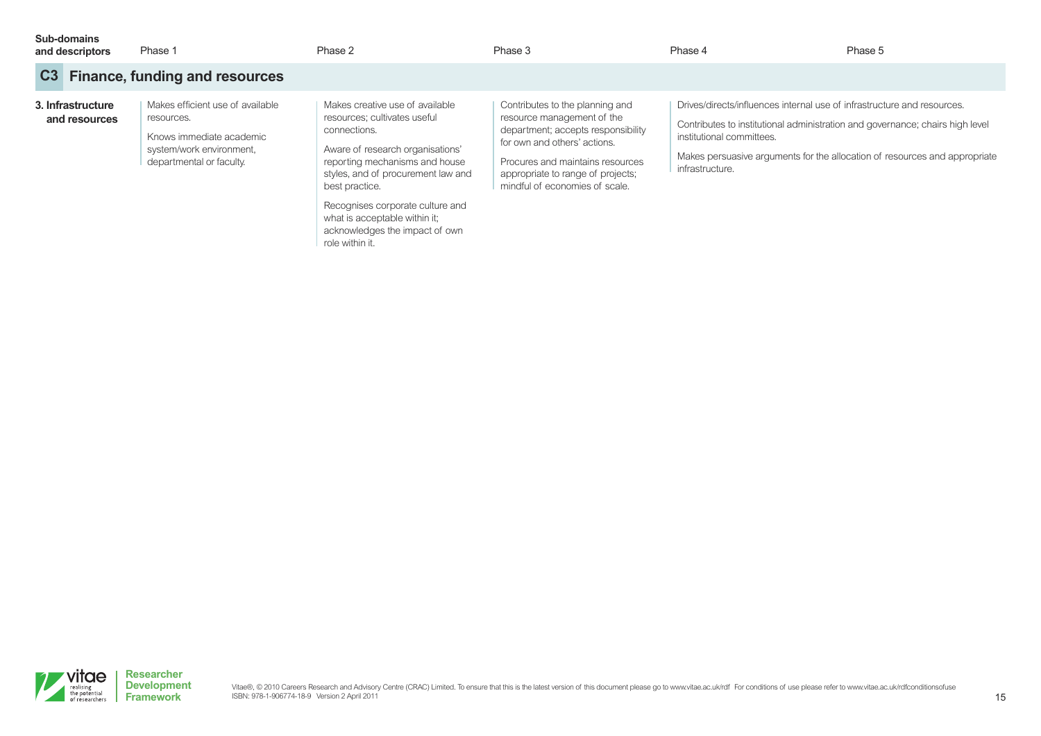| Sub-domains and descriptors | Phase 1 | Phase 2 | Phase 3 | Phase 4 | Phase 5 |
|---|---|---|---|---|---|
| **C3 Finance, funding and resources** | | | | | |
| **3. Infrastructure and resources** | Makes efficient use of available resources.<br><br>Knows immediate academic system/work environment, departmental or faculty. | Makes creative use of available resources; cultivates useful connections.<br><br>Aware of research organisations' reporting mechanisms and house styles, and of procurement law and best practice.<br><br>Recognises corporate culture and what is acceptable within it; acknowledges the impact of own role within it. | Contributes to the planning and resource management of the department; accepts responsibility for own and others' actions.<br><br>Procures and maintains resources appropriate to range of projects; mindful of economies of scale. | Drives/directs/influences internal use of infrastructure and resources.<br><br>Contributes to institutional administration and governance; chairs high level institutional committees.<br><br>Makes persuasive arguments for the allocation of resources and appropriate infrastructure. | |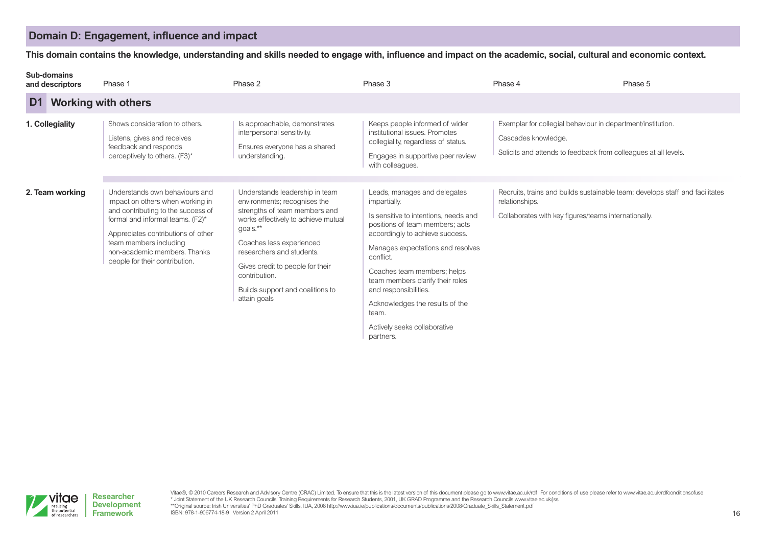## Domain D: Engagement, influence and impact

**This domain contains the knowledge, understanding and skills needed to engage with, influence and impact on the academic, social, cultural and economic context.**

| Sub-domains and descriptors | Phase 1 | Phase 2 | Phase 3 | Phase 4 | Phase 5 |
|---|---|---|---|---|---|
| **D1 Working with others** | | | | | |
| **1. Collegiality** | Shows consideration to others.<br><br>Listens, gives and receives feedback and responds perceptively to others. (F3)* | Is approachable, demonstrates interpersonal sensitivity.<br><br>Ensures everyone has a shared understanding. | Keeps people informed of wider institutional issues. Promotes collegiality, regardless of status.<br><br>Engages in supportive peer review with colleagues. | Exemplar for collegial behaviour in department/institution.<br><br>Cascades knowledge.<br><br>Solicits and attends to feedback from colleagues at all levels. | |
| **2. Team working** | Understands own behaviours and impact on others when working in and contributing to the success of formal and informal teams. (F2)*<br><br>Appreciates contributions of other team members including non-academic members. Thanks people for their contribution. | Understands leadership in team environments; recognises the strengths of team members and works effectively to achieve mutual goals.**<br><br>Coaches less experienced researchers and students.<br><br>Gives credit to people for their contribution.<br><br>Builds support and coalitions to attain goals | Leads, manages and delegates impartially.<br><br>Is sensitive to intentions, needs and positions of team members; acts accordingly to achieve success.<br><br>Manages expectations and resolves conflict.<br><br>Coaches team members; helps team members clarify their roles and responsibilities.<br><br>Acknowledges the results of the team.<br><br>Actively seeks collaborative partners. | Recruits, trains and builds sustainable team; develops staff and facilitates relationships.<br><br>Collaborates with key figures/teams internationally. | |

Vitae®, © 2010 Careers Research and Advisory Centre (CRAC) Limited. To ensure that this is the latest version of this document please go to www.vitae.ac.uk/rdf For conditions of use please refer to www.vitae.ac.uk/rdfconditionsofuse
* Joint Statement of the UK Research Councils' Training Requirements for Research Students, 2001, UK GRAD Programme and the Research Councils www.vitae.ac.uk/jss
**Original source: Irish Universities' PhD Graduates' Skills, IUA, 2008 http://www.iua.ie/publications/documents/publications/2008/Graduate_Skills_Statement.pdf
ISBN: 978-1-906774-18-9 Version 2 April 2011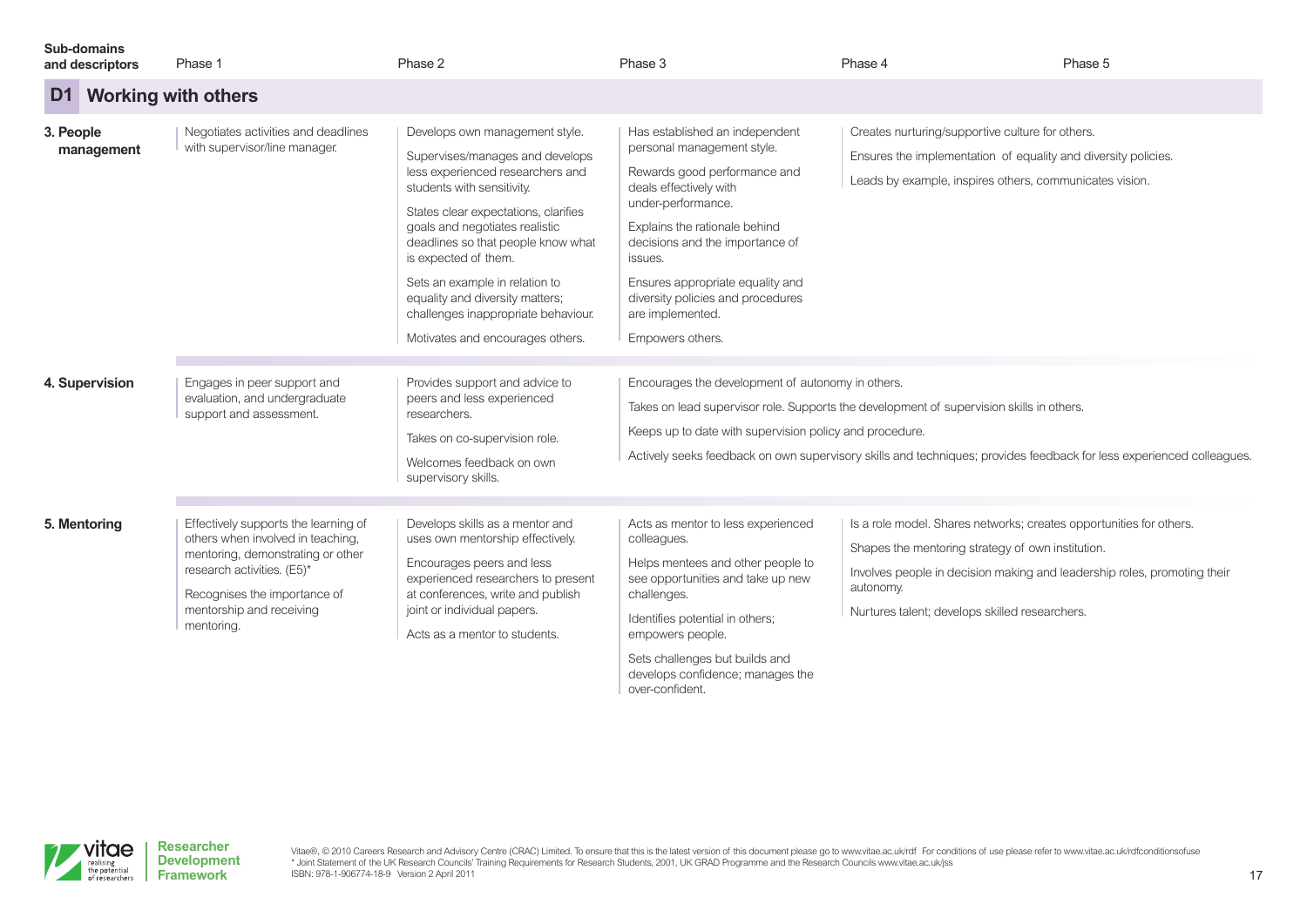| Sub-domains and descriptors | Phase 1 | Phase 2 | Phase 3 | Phase 4 | Phase 5 |
|---|---|---|---|---|---|
| **D1 Working with others** | | | | | |
| **3. People management** | Negotiates activities and deadlines with supervisor/line manager. | Develops own management style. Supervises/manages and develops less experienced researchers and students with sensitivity. States clear expectations, clarifies goals and negotiates realistic deadlines so that people know what is expected of them. Sets an example in relation to equality and diversity matters; challenges inappropriate behaviour. Motivates and encourages others. | Has established an independent personal management style. Rewards good performance and deals effectively with under-performance. Explains the rationale behind decisions and the importance of issues. Ensures appropriate equality and diversity policies and procedures are implemented. Empowers others. | Creates nurturing/supportive culture for others. Ensures the implementation of equality and diversity policies. Leads by example, inspires others, communicates vision. | |
| **4. Supervision** | Engages in peer support and evaluation, and undergraduate support and assessment. | Provides support and advice to peers and less experienced researchers. Takes on co-supervision role. Welcomes feedback on own supervisory skills. | Encourages the development of autonomy in others. Takes on lead supervisor role. Supports the development of supervision skills in others. Keeps up to date with supervision policy and procedure. Actively seeks feedback on own supervisory skills and techniques; provides feedback for less experienced colleagues. | | |
| **5. Mentoring** | Effectively supports the learning of others when involved in teaching, mentoring, demonstrating or other research activities. (E5)* Recognises the importance of mentorship and receiving mentoring. | Develops skills as a mentor and uses own mentorship effectively. Encourages peers and less experienced researchers to present at conferences, write and publish joint or individual papers. Acts as a mentor to students. | Acts as mentor to less experienced colleagues. Helps mentees and other people to see opportunities and take up new challenges. Identifies potential in others; empowers people. Sets challenges but builds and develops confidence; manages the over-confident. | Is a role model. Shares networks; creates opportunities for others. Shapes the mentoring strategy of own institution. Involves people in decision making and leadership roles, promoting their autonomy. Nurtures talent; develops skilled researchers. | |

Vitae®, © 2010 Careers Research and Advisory Centre (CRAC) Limited. To ensure that this is the latest version of this document please go to www.vitae.ac.uk/rdf For conditions of use please refer to www.vitae.ac.uk/rdfconditionsofuse
* Joint Statement of the UK Research Councils' Training Requirements for Research Students, 2001, UK GRAD Programme and the Research Councils www.vitae.ac.uk/jss
ISBN: 978-1-906774-18-9 Version 2 April 2011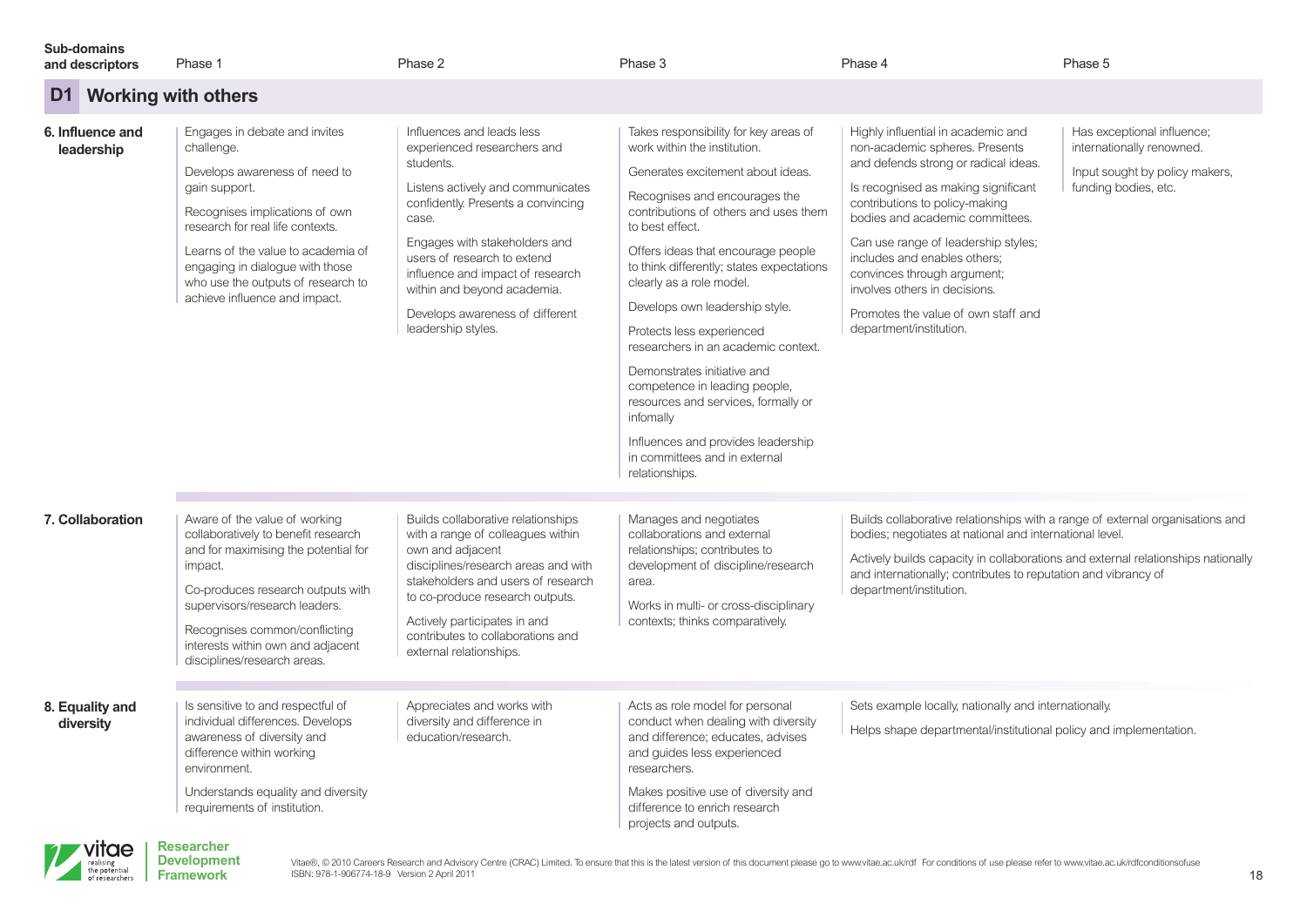## D1 Working with others

| Sub-domains and descriptors | Phase 1 | Phase 2 | Phase 3 | Phase 4 | Phase 5 |
|---|---|---|---|---|---|
| **6. Influence and leadership** | Engages in debate and invites challenge.<br><br>Develops awareness of need to gain support.<br><br>Recognises implications of own research for real life contexts.<br><br>Learns of the value to academia of engaging in dialogue with those who use the outputs of research to achieve influence and impact. | Influences and leads less experienced researchers and students.<br><br>Listens actively and communicates confidently. Presents a convincing case.<br><br>Engages with stakeholders and users of research to extend influence and impact of research within and beyond academia.<br><br>Develops awareness of different leadership styles. | Takes responsibility for key areas of work within the institution.<br><br>Generates excitement about ideas.<br><br>Recognises and encourages the contributions of others and uses them to best effect.<br><br>Offers ideas that encourage people to think differently; states expectations clearly as a role model.<br><br>Develops own leadership style.<br><br>Protects less experienced researchers in an academic context.<br><br>Demonstrates initiative and competence in leading people, resources and services, formally or infomally<br><br>Influences and provides leadership in committees and in external relationships. | Highly influential in academic and non-academic spheres. Presents and defends strong or radical ideas.<br><br>Is recognised as making significant contributions to policy-making bodies and academic committees.<br><br>Can use range of leadership styles; includes and enables others; convinces through argument; involves others in decisions.<br><br>Promotes the value of own staff and department/institution. | Has exceptional influence; internationally renowned.<br><br>Input sought by policy makers, funding bodies, etc. |
| **7. Collaboration** | Aware of the value of working collaboratively to benefit research and for maximising the potential for impact.<br><br>Co-produces research outputs with supervisors/research leaders.<br><br>Recognises common/conflicting interests within own and adjacent disciplines/research areas. | Builds collaborative relationships with a range of colleagues within own and adjacent disciplines/research areas and with stakeholders and users of research to co-produce research outputs.<br><br>Actively participates in and contributes to collaborations and external relationships. | Manages and negotiates collaborations and external relationships; contributes to development of discipline/research area.<br><br>Works in multi- or cross-disciplinary contexts; thinks comparatively. | Builds collaborative relationships with a range of external organisations and bodies; negotiates at national and international level.<br><br>Actively builds capacity in collaborations and external relationships nationally and internationally; contributes to reputation and vibrancy of department/institution. | |
| **8. Equality and diversity** | Is sensitive to and respectful of individual differences. Develops awareness of diversity and difference within working environment.<br><br>Understands equality and diversity requirements of institution. | Appreciates and works with diversity and difference in education/research. | Acts as role model for personal conduct when dealing with diversity and difference; educates, advises and guides less experienced researchers.<br><br>Makes positive use of diversity and difference to enrich research projects and outputs. | Sets example locally, nationally and internationally.<br><br>Helps shape departmental/institutional policy and implementation. | |

Vitae®, © 2010 Careers Research and Advisory Centre (CRAC) Limited. To ensure that this is the latest version of this document please go to www.vitae.ac.uk/rdf For conditions of use please refer to www.vitae.ac.uk/rdfconditionsofuse
ISBN: 978-1-906774-18-9 Version 2 April 2011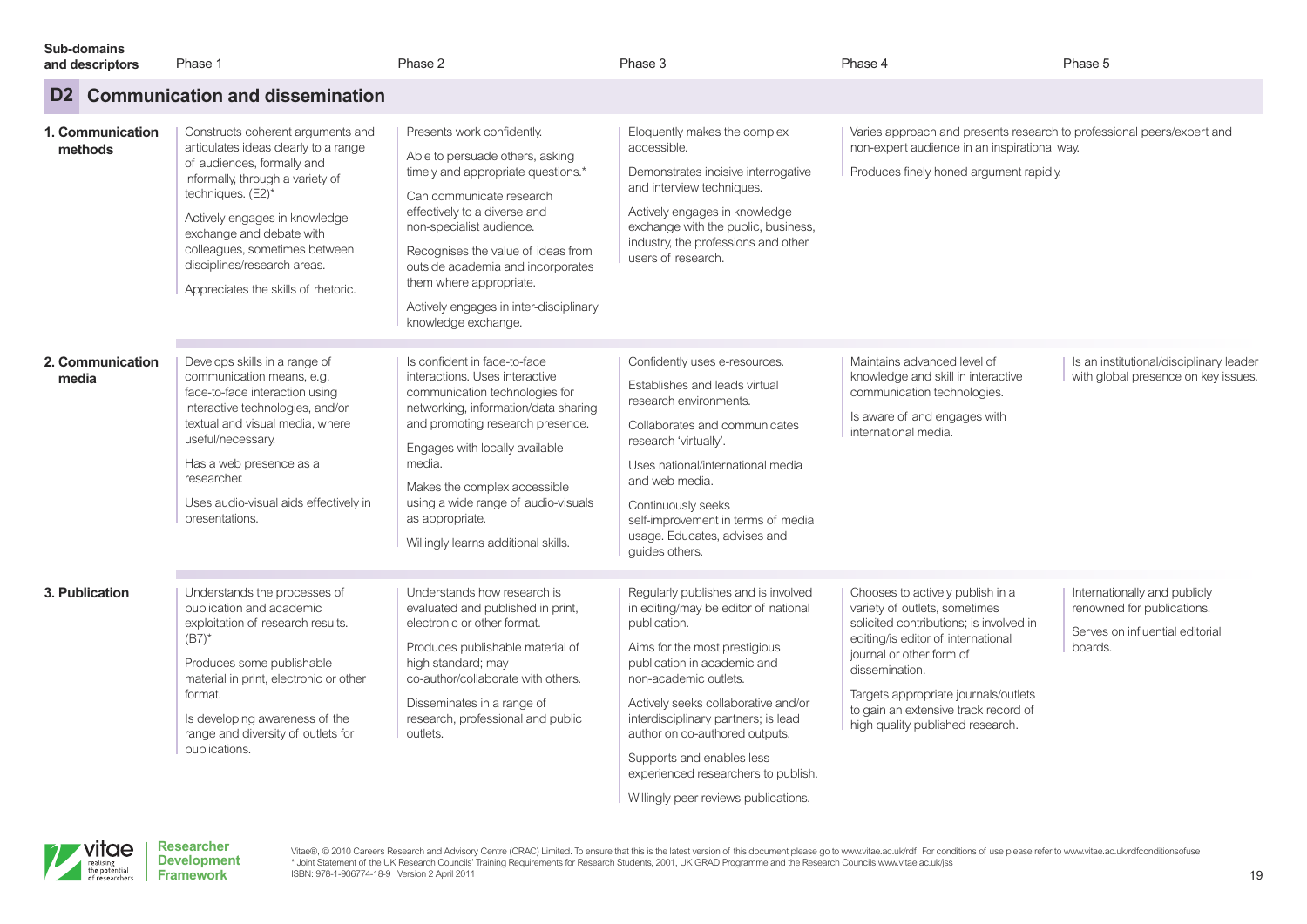## D2 Communication and dissemination

| Sub-domains and descriptors | Phase 1 | Phase 2 | Phase 3 | Phase 4 | Phase 5 |
|---|---|---|---|---|---|
| **1. Communication methods** | Constructs coherent arguments and articulates ideas clearly to a range of audiences, formally and informally, through a variety of techniques. (E2)*<br><br>Actively engages in knowledge exchange and debate with colleagues, sometimes between disciplines/research areas.<br><br>Appreciates the skills of rhetoric. | Presents work confidently.<br><br>Able to persuade others, asking timely and appropriate questions.*<br><br>Can communicate research effectively to a diverse and non-specialist audience.<br><br>Recognises the value of ideas from outside academia and incorporates them where appropriate.<br><br>Actively engages in inter-disciplinary knowledge exchange. | Eloquently makes the complex accessible.<br><br>Demonstrates incisive interrogative and interview techniques.<br><br>Actively engages in knowledge exchange with the public, business, industry, the professions and other users of research. | Varies approach and presents research to professional peers/expert and non-expert audience in an inspirational way.<br><br>Produces finely honed argument rapidly. | |
| **2. Communication media** | Develops skills in a range of communication means, e.g. face-to-face interaction using interactive technologies, and/or textual and visual media, where useful/necessary.<br><br>Has a web presence as a researcher.<br><br>Uses audio-visual aids effectively in presentations. | Is confident in face-to-face interactions. Uses interactive communication technologies for networking, information/data sharing and promoting research presence.<br><br>Engages with locally available media.<br><br>Makes the complex accessible using a wide range of audio-visuals as appropriate.<br><br>Willingly learns additional skills. | Confidently uses e-resources.<br><br>Establishes and leads virtual research environments.<br><br>Collaborates and communicates research 'virtually'.<br><br>Uses national/international media and web media.<br><br>Continuously seeks self-improvement in terms of media usage. Educates, advises and guides others. | Maintains advanced level of knowledge and skill in interactive communication technologies.<br><br>Is aware of and engages with international media. | Is an institutional/disciplinary leader with global presence on key issues. |
| **3. Publication** | Understands the processes of publication and academic exploitation of research results. (B7)*<br><br>Produces some publishable material in print, electronic or other format.<br><br>Is developing awareness of the range and diversity of outlets for publications. | Understands how research is evaluated and published in print, electronic or other format.<br><br>Produces publishable material of high standard; may co-author/collaborate with others.<br><br>Disseminates in a range of research, professional and public outlets. | Regularly publishes and is involved in editing/may be editor of national publication.<br><br>Aims for the most prestigious publication in academic and non-academic outlets.<br><br>Actively seeks collaborative and/or interdisciplinary partners; is lead author on co-authored outputs.<br><br>Supports and enables less experienced researchers to publish.<br><br>Willingly peer reviews publications. | Chooses to actively publish in a variety of outlets, sometimes solicited contributions; is involved in editing/is editor of international journal or other form of dissemination.<br><br>Targets appropriate journals/outlets to gain an extensive track record of high quality published research. | Internationally and publicly renowned for publications.<br><br>Serves on influential editorial boards. |

Vitae®, © 2010 Careers Research and Advisory Centre (CRAC) Limited. To ensure that this is the latest version of this document please go to www.vitae.ac.uk/rdf For conditions of use please refer to www.vitae.ac.uk/rdfconditionsofuse
* Joint Statement of the UK Research Councils' Training Requirements for Research Students, 2001, UK GRAD Programme and the Research Councils www.vitae.ac.uk/jss
ISBN: 978-1-906774-18-9 Version 2 April 2011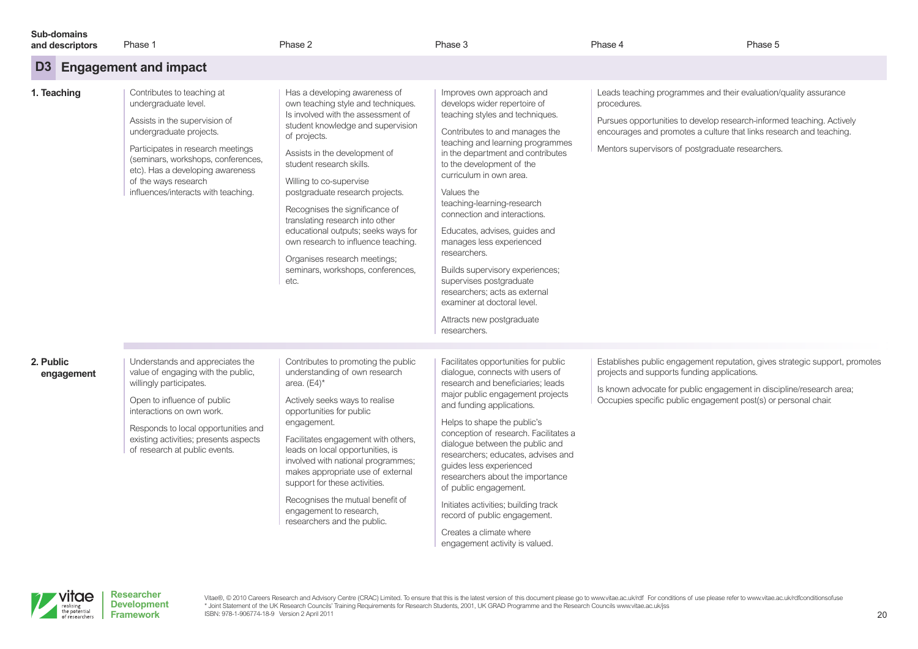## D3 Engagement and impact

| Sub-domains and descriptors | Phase 1 | Phase 2 | Phase 3 | Phase 4 | Phase 5 |
|---|---|---|---|---|---|
| **1. Teaching** | Contributes to teaching at undergraduate level.<br><br>Assists in the supervision of undergraduate projects.<br><br>Participates in research meetings (seminars, workshops, conferences, etc). Has a developing awareness of the ways research influences/interacts with teaching. | Has a developing awareness of own teaching style and techniques. Is involved with the assessment of student knowledge and supervision of projects.<br><br>Assists in the development of student research skills.<br><br>Willing to co-supervise postgraduate research projects.<br><br>Recognises the significance of translating research into other educational outputs; seeks ways for own research to influence teaching.<br><br>Organises research meetings; seminars, workshops, conferences, etc. | Improves own approach and develops wider repertoire of teaching styles and techniques.<br><br>Contributes to and manages the teaching and learning programmes in the department and contributes to the development of the curriculum in own area.<br><br>Values the teaching-learning-research connection and interactions.<br><br>Educates, advises, guides and manages less experienced researchers.<br><br>Builds supervisory experiences; supervises postgraduate researchers; acts as external examiner at doctoral level.<br><br>Attracts new postgraduate researchers. | Leads teaching programmes and their evaluation/quality assurance procedures.<br><br>Pursues opportunities to develop research-informed teaching. Actively encourages and promotes a culture that links research and teaching.<br><br>Mentors supervisors of postgraduate researchers. | |
| **2. Public engagement** | Understands and appreciates the value of engaging with the public, willingly participates.<br><br>Open to influence of public interactions on own work.<br><br>Responds to local opportunities and existing activities; presents aspects of research at public events. | Contributes to promoting the public understanding of own research area. (E4)*<br><br>Actively seeks ways to realise opportunities for public engagement.<br><br>Facilitates engagement with others, leads on local opportunities, is involved with national programmes; makes appropriate use of external support for these activities.<br><br>Recognises the mutual benefit of engagement to research, researchers and the public. | Facilitates opportunities for public dialogue, connects with users of research and beneficiaries; leads major public engagement projects and funding applications.<br><br>Helps to shape the public's conception of research. Facilitates a dialogue between the public and researchers; educates, advises and guides less experienced researchers about the importance of public engagement.<br><br>Initiates activities; building track record of public engagement.<br><br>Creates a climate where engagement activity is valued. | Establishes public engagement reputation, gives strategic support, promotes projects and supports funding applications.<br><br>Is known advocate for public engagement in discipline/research area; Occupies specific public engagement post(s) or personal chair. | |

Vitae®, © 2010 Careers Research and Advisory Centre (CRAC) Limited. To ensure that this is the latest version of this document please go to www.vitae.ac.uk/rdf For conditions of use please refer to www.vitae.ac.uk/rdfconditionsofuse
* Joint Statement of the UK Research Councils' Training Requirements for Research Students, 2001, UK GRAD Programme and the Research Councils www.vitae.ac.uk/jss
ISBN: 978-1-906774-18-9 Version 2 April 2011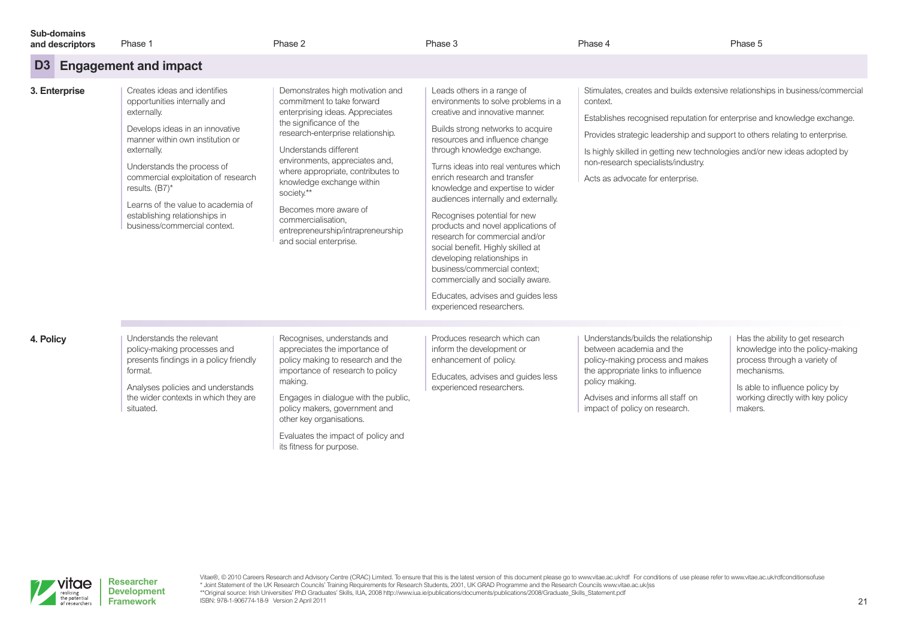## D3 Engagement and impact

| Sub-domains and descriptors | Phase 1 | Phase 2 | Phase 3 | Phase 4 | Phase 5 |
|---|---|---|---|---|---|
| **3. Enterprise** | Creates ideas and identifies opportunities internally and externally.<br><br>Develops ideas in an innovative manner within own institution or externally.<br><br>Understands the process of commercial exploitation of research results. (B7)*<br><br>Learns of the value to academia of establishing relationships in business/commercial context. | Demonstrates high motivation and commitment to take forward enterprising ideas. Appreciates the significance of the research-enterprise relationship.<br><br>Understands different environments, appreciates and, where appropriate, contributes to knowledge exchange within society.**<br><br>Becomes more aware of commercialisation, entrepreneurship/intrapreneurship and social enterprise. | Leads others in a range of environments to solve problems in a creative and innovative manner.<br><br>Builds strong networks to acquire resources and influence change through knowledge exchange.<br><br>Turns ideas into real ventures which enrich research and transfer knowledge and expertise to wider audiences internally and externally.<br><br>Recognises potential for new products and novel applications of research for commercial and/or social benefit. Highly skilled at developing relationships in business/commercial context; commercially and socially aware.<br><br>Educates, advises and guides less experienced researchers. | Stimulates, creates and builds extensive relationships in business/commercial context.<br><br>Establishes recognised reputation for enterprise and knowledge exchange.<br><br>Provides strategic leadership and support to others relating to enterprise.<br><br>Is highly skilled in getting new technologies and/or new ideas adopted by non-research specialists/industry.<br><br>Acts as advocate for enterprise. | |
| **4. Policy** | Understands the relevant policy-making processes and presents findings in a policy friendly format.<br><br>Analyses policies and understands the wider contexts in which they are situated. | Recognises, understands and appreciates the importance of policy making to research and the importance of research to policy making.<br><br>Engages in dialogue with the public, policy makers, government and other key organisations.<br><br>Evaluates the impact of policy and its fitness for purpose. | Produces research which can inform the development or enhancement of policy.<br><br>Educates, advises and guides less experienced researchers. | Understands/builds the relationship between academia and the policy-making process and makes the appropriate links to influence policy making.<br><br>Advises and informs all staff on impact of policy on research. | Has the ability to get research knowledge into the policy-making process through a variety of mechanisms.<br><br>Is able to influence policy by working directly with key policy makers. |

Vitae®, © 2010 Careers Research and Advisory Centre (CRAC) Limited. To ensure that this is the latest version of this document please go to www.vitae.ac.uk/rdf For conditions of use please refer to www.vitae.ac.uk/rdfconditionsofuse
* Joint Statement of the UK Research Councils' Training Requirements for Research Students, 2001, UK GRAD Programme and the Research Councils www.vitae.ac.uk/jss
**Original source: Irish Universities' PhD Graduates' Skills, IUA, 2008 http://www.iua.ie/publications/documents/publications/2008/Graduate_Skills_Statement.pdf
ISBN: 978-1-906774-18-9 Version 2 April 2011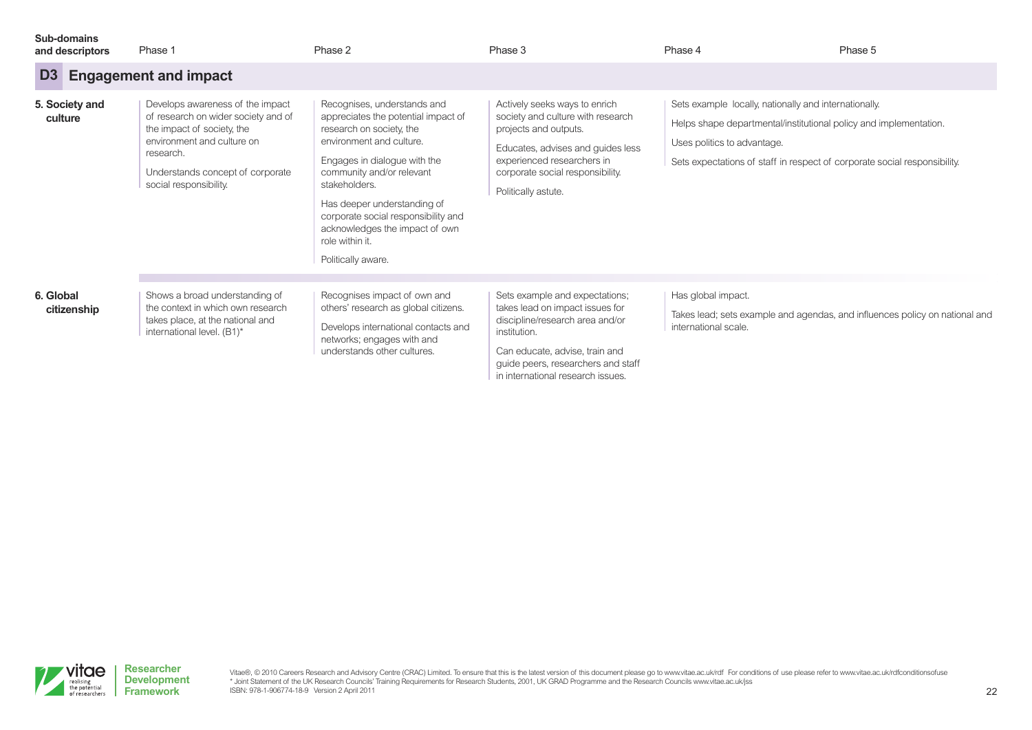| Sub-domains and descriptors | Phase 1 | Phase 2 | Phase 3 | Phase 4 | Phase 5 |
|---|---|---|---|---|---|
| **D3 Engagement and impact** | | | | | |
| **5. Society and culture** | Develops awareness of the impact of research on wider society and of the impact of society, the environment and culture on research.<br><br>Understands concept of corporate social responsibility. | Recognises, understands and appreciates the potential impact of research on society, the environment and culture.<br><br>Engages in dialogue with the community and/or relevant stakeholders.<br><br>Has deeper understanding of corporate social responsibility and acknowledges the impact of own role within it.<br><br>Politically aware. | Actively seeks ways to enrich society and culture with research projects and outputs.<br><br>Educates, advises and guides less experienced researchers in corporate social responsibility.<br><br>Politically astute. | Sets example locally, nationally and internationally.<br><br>Helps shape departmental/institutional policy and implementation.<br><br>Uses politics to advantage.<br><br>Sets expectations of staff in respect of corporate social responsibility. | |
| **6. Global citizenship** | Shows a broad understanding of the context in which own research takes place, at the national and international level. (B1)* | Recognises impact of own and others' research as global citizens.<br><br>Develops international contacts and networks; engages with and understands other cultures. | Sets example and expectations; takes lead on impact issues for discipline/research area and/or institution.<br><br>Can educate, advise, train and guide peers, researchers and staff in international research issues. | Has global impact.<br><br>Takes lead; sets example and agendas, and influences policy on national and international scale. | |

Vitae®, © 2010 Careers Research and Advisory Centre (CRAC) Limited. To ensure that this is the latest version of this document please go to www.vitae.ac.uk/rdf For conditions of use please refer to www.vitae.ac.uk/rdfconditionsofuse
* Joint Statement of the UK Research Councils' Training Requirements for Research Students, 2001, UK GRAD Programme and the Research Councils www.vitae.ac.uk/jss
ISBN: 978-1-906774-18-9 Version 2 April 2011